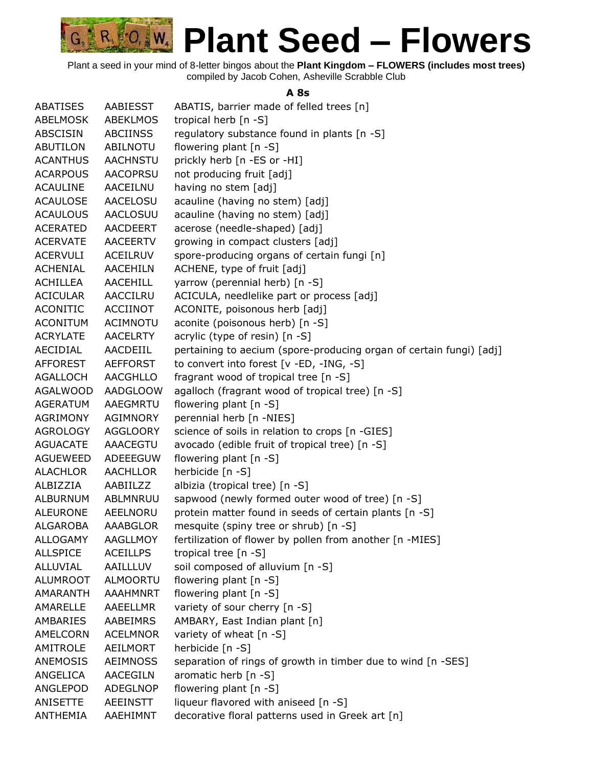# Plant Seed – Flowers

Plant a seed in your mind of 8-letter bingos about the **Plant Kingdom – FLOWERS (includes most trees)**
compiled by Jacob Cohen, Asheville Scrabble Club

### A 8s

| | | |
|---|---|---|
| ABATISES | AABIESST | ABATIS, barrier made of felled trees [n] |
| ABELMOSK | ABEKLMOS | tropical herb [n -S] |
| ABSCISIN | ABCIINSS | regulatory substance found in plants [n -S] |
| ABUTILON | ABILNOTU | flowering plant [n -S] |
| ACANTHUS | AACHNSTU | prickly herb [n -ES or -HI] |
| ACARPOUS | AACOPRSU | not producing fruit [adj] |
| ACAULINE | AACEILNU | having no stem [adj] |
| ACAULOSE | AACELOSU | acauline (having no stem) [adj] |
| ACAULOUS | AACLOSUU | acauline (having no stem) [adj] |
| ACERATED | AACDEERT | acerose (needle-shaped) [adj] |
| ACERVATE | AACEERTV | growing in compact clusters [adj] |
| ACERVULI | ACEILRUV | spore-producing organs of certain fungi [n] |
| ACHENIAL | AACEHILN | ACHENE, type of fruit [adj] |
| ACHILLEA | AACEHILL | yarrow (perennial herb) [n -S] |
| ACICULAR | AACCILRU | ACICULA, needlelike part or process [adj] |
| ACONITIC | ACCIINOT | ACONITE, poisonous herb [adj] |
| ACONITUM | ACIMNOTU | aconite (poisonous herb) [n -S] |
| ACRYLATE | AACELRTY | acrylic (type of resin) [n -S] |
| AECIDIAL | AACDEIIL | pertaining to aecium (spore-producing organ of certain fungi) [adj] |
| AFFOREST | AEFFORST | to convert into forest [v -ED, -ING, -S] |
| AGALLOCH | AACGHLLO | fragrant wood of tropical tree [n -S] |
| AGALWOOD | AADGLOOW | agalloch (fragrant wood of tropical tree) [n -S] |
| AGERATUM | AAEGMRTU | flowering plant [n -S] |
| AGRIMONY | AGIMNORY | perennial herb [n -NIES] |
| AGROLOGY | AGGLOORY | science of soils in relation to crops [n -GIES] |
| AGUACATE | AAACEGTU | avocado (edible fruit of tropical tree) [n -S] |
| AGUEWEED | ADEEEGUW | flowering plant [n -S] |
| ALACHLOR | AACHLLOR | herbicide [n -S] |
| ALBIZZIA | AABIILZZ | albizia (tropical tree) [n -S] |
| ALBURNUM | ABLMNRUU | sapwood (newly formed outer wood of tree) [n -S] |
| ALEURONE | AEELNORU | protein matter found in seeds of certain plants [n -S] |
| ALGAROBA | AAABGLOR | mesquite (spiny tree or shrub) [n -S] |
| ALLOGAMY | AAGLLMOY | fertilization of flower by pollen from another [n -MIES] |
| ALLSPICE | ACEILLPS | tropical tree [n -S] |
| ALLUVIAL | AAILLLUV | soil composed of alluvium [n -S] |
| ALUMROOT | ALMOORTU | flowering plant [n -S] |
| AMARANTH | AAAHMNRT | flowering plant [n -S] |
| AMARELLE | AAEELLMR | variety of sour cherry [n -S] |
| AMBARIES | AABEIMRS | AMBARY, East Indian plant [n] |
| AMELCORN | ACELMNOR | variety of wheat [n -S] |
| AMITROLE | AEILMORT | herbicide [n -S] |
| ANEMOSIS | AEIMNOSS | separation of rings of growth in timber due to wind [n -SES] |
| ANGELICA | AACEGILN | aromatic herb [n -S] |
| ANGLEPOD | ADEGLNOP | flowering plant [n -S] |
| ANISETTE | AEEINSTT | liqueur flavored with aniseed [n -S] |
| ANTHEMIA | AAEHIMNT | decorative floral patterns used in Greek art [n] |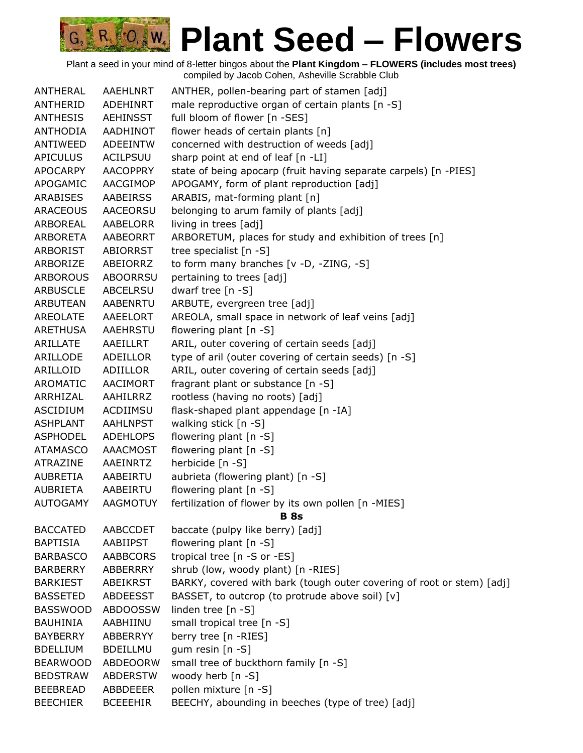# Plant Seed – Flowers

Plant a seed in your mind of 8-letter bingos about the **Plant Kingdom – FLOWERS (includes most trees)**
compiled by Jacob Cohen, Asheville Scrabble Club

| | | |
|---|---|---|
| ANTHERAL | AAEHLNRT | ANTHER, pollen-bearing part of stamen [adj] |
| ANTHERID | ADEHINRT | male reproductive organ of certain plants [n -S] |
| ANTHESIS | AEHINSST | full bloom of flower [n -SES] |
| ANTHODIA | AADHINOT | flower heads of certain plants [n] |
| ANTIWEED | ADEEINTW | concerned with destruction of weeds [adj] |
| APICULUS | ACILPSUU | sharp point at end of leaf [n -LI] |
| APOCARPY | AACOPPRY | state of being apocarp (fruit having separate carpels) [n -PIES] |
| APOGAMIC | AACGIMOP | APOGAMY, form of plant reproduction [adj] |
| ARABISES | AABEIRSS | ARABIS, mat-forming plant [n] |
| ARACEOUS | AACEORSU | belonging to arum family of plants [adj] |
| ARBOREAL | AABELORR | living in trees [adj] |
| ARBORETA | AABEORRT | ARBORETUM, places for study and exhibition of trees [n] |
| ARBORIST | ABIORRST | tree specialist [n -S] |
| ARBORIZE | ABEIORRZ | to form many branches [v -D, -ZING, -S] |
| ARBOROUS | ABOORRSU | pertaining to trees [adj] |
| ARBUSCLE | ABCELRSU | dwarf tree [n -S] |
| ARBUTEAN | AABENRTU | ARBUTE, evergreen tree [adj] |
| AREOLATE | AAEELORT | AREOLA, small space in network of leaf veins [adj] |
| ARETHUSA | AAEHRSTU | flowering plant [n -S] |
| ARILLATE | AAEILLRT | ARIL, outer covering of certain seeds [adj] |
| ARILLODE | ADEILLOR | type of aril (outer covering of certain seeds) [n -S] |
| ARILLOID | ADIILLOR | ARIL, outer covering of certain seeds [adj] |
| AROMATIC | AACIMORT | fragrant plant or substance [n -S] |
| ARRHIZAL | AAHILRRZ | rootless (having no roots) [adj] |
| ASCIDIUM | ACDIIMSU | flask-shaped plant appendage [n -IA] |
| ASHPLANT | AAHLNPST | walking stick [n -S] |
| ASPHODEL | ADEHLOPS | flowering plant [n -S] |
| ATAMASCO | AAACMOST | flowering plant [n -S] |
| ATRAZINE | AAEINRTZ | herbicide [n -S] |
| AUBRETIA | AABEIRTU | aubrieta (flowering plant) [n -S] |
| AUBRIETA | AABEIRTU | flowering plant [n -S] |
| AUTOGAMY | AAGMOTUY | fertilization of flower by its own pollen [n -MIES] |

**B 8s**

| | | |
|---|---|---|
| BACCATED | AABCCDET | baccate (pulpy like berry) [adj] |
| BAPTISIA | AABIIPST | flowering plant [n -S] |
| BARBASCO | AABBCORS | tropical tree [n -S or -ES] |
| BARBERRY | ABBERRRY | shrub (low, woody plant) [n -RIES] |
| BARKIEST | ABEIKRST | BARKY, covered with bark (tough outer covering of root or stem) [adj] |
| BASSETED | ABDEESST | BASSET, to outcrop (to protrude above soil) [v] |
| BASSWOOD | ABDOOSSW | linden tree [n -S] |
| BAUHINIA | AABHIINU | small tropical tree [n -S] |
| BAYBERRY | ABBERRYY | berry tree [n -RIES] |
| BDELLIUM | BDEILLMU | gum resin [n -S] |
| BEARWOOD | ABDEOORW | small tree of buckthorn family [n -S] |
| BEDSTRAW | ABDERSTW | woody herb [n -S] |
| BEEBREAD | ABBDEEER | pollen mixture [n -S] |
| BEECHIER | BCEEEHIR | BEECHY, abounding in beeches (type of tree) [adj] |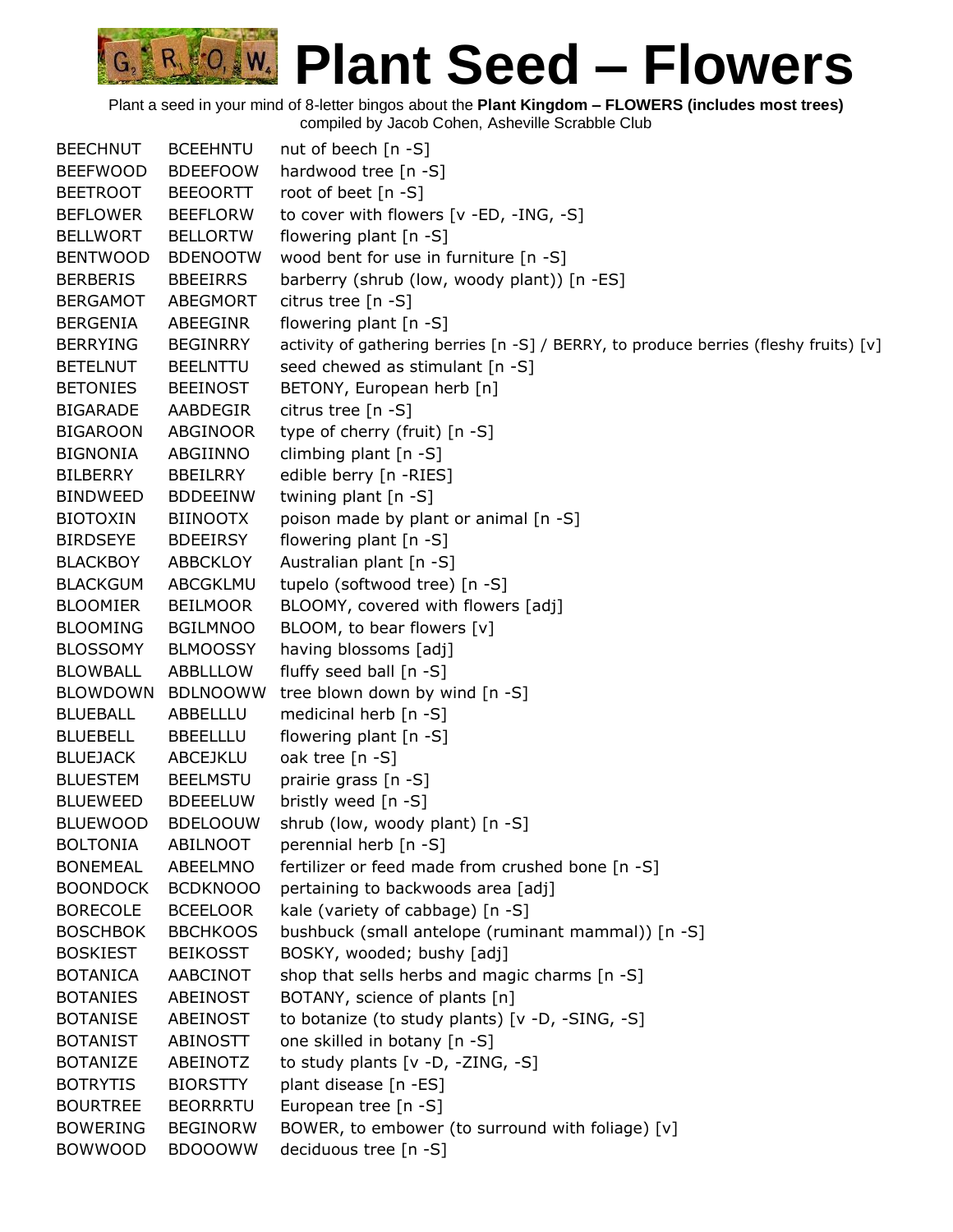# Plant Seed – Flowers

Plant a seed in your mind of 8-letter bingos about the **Plant Kingdom – FLOWERS (includes most trees)**
compiled by Jacob Cohen, Asheville Scrabble Club

| | | |
|---|---|---|
| BEECHNUT | BCEEHNTU | nut of beech [n -S] |
| BEEFWOOD | BDEEFOOW | hardwood tree [n -S] |
| BEETROOT | BEEOORTT | root of beet [n -S] |
| BEFLOWER | BEEFLORW | to cover with flowers [v -ED, -ING, -S] |
| BELLWORT | BELLORTW | flowering plant [n -S] |
| BENTWOOD | BDENOOTW | wood bent for use in furniture [n -S] |
| BERBERIS | BBEEIRRS | barberry (shrub (low, woody plant)) [n -ES] |
| BERGAMOT | ABEGMORT | citrus tree [n -S] |
| BERGENIA | ABEEGINR | flowering plant [n -S] |
| BERRYING | BEGINRRY | activity of gathering berries [n -S] / BERRY, to produce berries (fleshy fruits) [v] |
| BETELNUT | BEELNTTU | seed chewed as stimulant [n -S] |
| BETONIES | BEEINOST | BETONY, European herb [n] |
| BIGARADE | AABDEGIR | citrus tree [n -S] |
| BIGAROON | ABGINOOR | type of cherry (fruit) [n -S] |
| BIGNONIA | ABGIINNO | climbing plant [n -S] |
| BILBERRY | BBEILRRY | edible berry [n -RIES] |
| BINDWEED | BDDEEINW | twining plant [n -S] |
| BIOTOXIN | BIINOOTX | poison made by plant or animal [n -S] |
| BIRDSEYE | BDEEIRSY | flowering plant [n -S] |
| BLACKBOY | ABBCKLOY | Australian plant [n -S] |
| BLACKGUM | ABCGKLMU | tupelo (softwood tree) [n -S] |
| BLOOMIER | BEILMOOR | BLOOMY, covered with flowers [adj] |
| BLOOMING | BGILMNOO | BLOOM, to bear flowers [v] |
| BLOSSOMY | BLMOOSSY | having blossoms [adj] |
| BLOWBALL | ABBLLLOW | fluffy seed ball [n -S] |
| BLOWDOWN | BDLNOOWW | tree blown down by wind [n -S] |
| BLUEBALL | ABBELLLU | medicinal herb [n -S] |
| BLUEBELL | BBEELLLU | flowering plant [n -S] |
| BLUEJACK | ABCEJKLU | oak tree [n -S] |
| BLUESTEM | BEELMSTU | prairie grass [n -S] |
| BLUEWEED | BDEEELUW | bristly weed [n -S] |
| BLUEWOOD | BDELOOUW | shrub (low, woody plant) [n -S] |
| BOLTONIA | ABILNOOT | perennial herb [n -S] |
| BONEMEAL | ABEELMNO | fertilizer or feed made from crushed bone [n -S] |
| BOONDOCK | BCDKNOOO | pertaining to backwoods area [adj] |
| BORECOLE | BCEELOOR | kale (variety of cabbage) [n -S] |
| BOSCHBOK | BBCHKOOS | bushbuck (small antelope (ruminant mammal)) [n -S] |
| BOSKIEST | BEIKOSST | BOSKY, wooded; bushy [adj] |
| BOTANICA | AABCINOT | shop that sells herbs and magic charms [n -S] |
| BOTANIES | ABEINOST | BOTANY, science of plants [n] |
| BOTANISE | ABEINOST | to botanize (to study plants) [v -D, -SING, -S] |
| BOTANIST | ABINOSTT | one skilled in botany [n -S] |
| BOTANIZE | ABEINOTZ | to study plants [v -D, -ZING, -S] |
| BOTRYTIS | BIORSTTY | plant disease [n -ES] |
| BOURTREE | BEORRRTU | European tree [n -S] |
| BOWERING | BEGINORW | BOWER, to embower (to surround with foliage) [v] |
| BOWWOOD | BDOOOWW | deciduous tree [n -S] |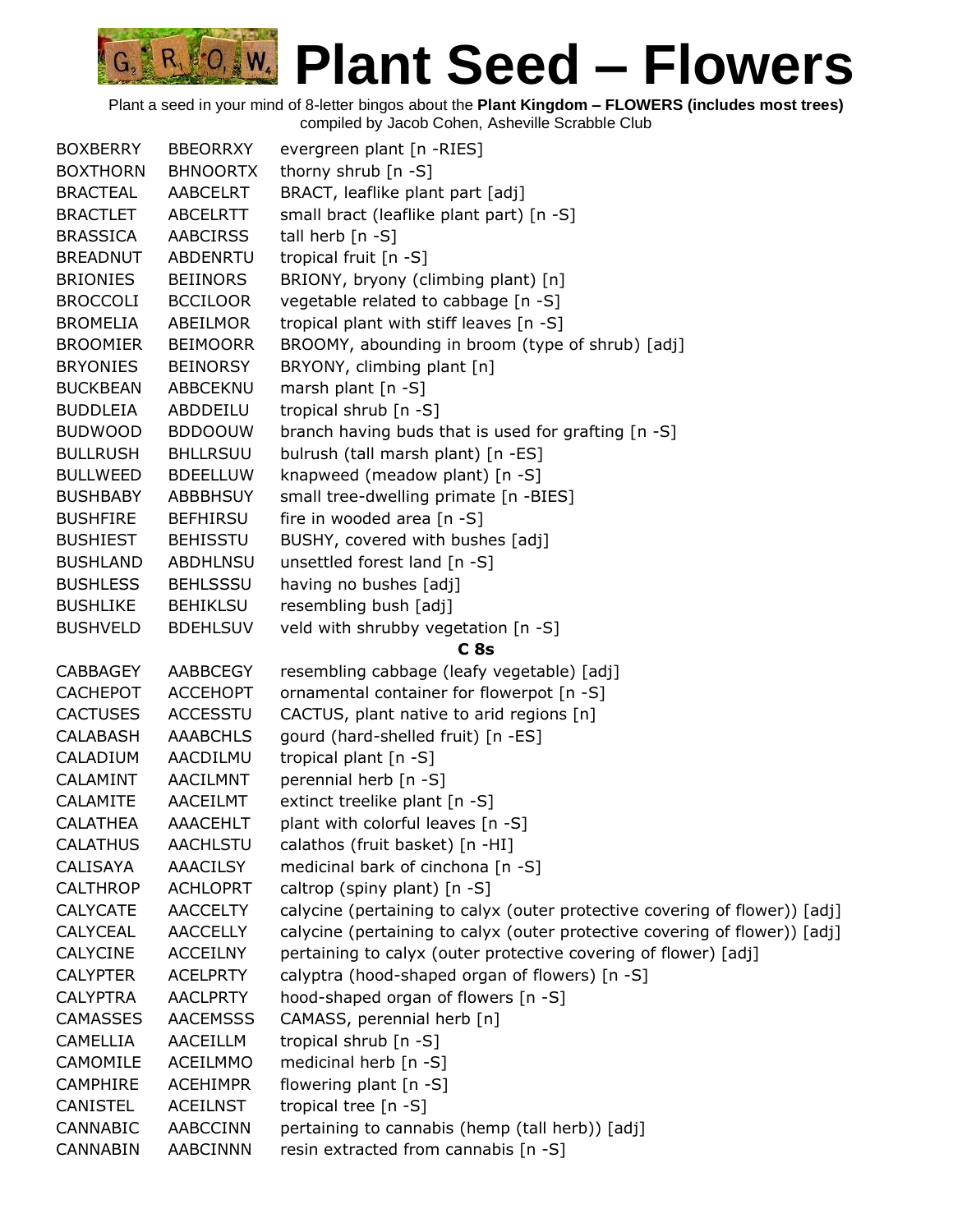# Plant Seed – Flowers

Plant a seed in your mind of 8-letter bingos about the **Plant Kingdom – FLOWERS (includes most trees)**
compiled by Jacob Cohen, Asheville Scrabble Club

| | | |
|---|---|---|
| BOXBERRY | BBEORRXY | evergreen plant [n -RIES] |
| BOXTHORN | BHNOORTX | thorny shrub [n -S] |
| BRACTEAL | AABCELRT | BRACT, leaflike plant part [adj] |
| BRACTLET | ABCELRTT | small bract (leaflike plant part) [n -S] |
| BRASSICA | AABCIRSS | tall herb [n -S] |
| BREADNUT | ABDENRTU | tropical fruit [n -S] |
| BRIONIES | BEIINORS | BRIONY, bryony (climbing plant) [n] |
| BROCCOLI | BCCILOOR | vegetable related to cabbage [n -S] |
| BROMELIA | ABEILMOR | tropical plant with stiff leaves [n -S] |
| BROOMIER | BEIMOORR | BROOMY, abounding in broom (type of shrub) [adj] |
| BRYONIES | BEINORSY | BRYONY, climbing plant [n] |
| BUCKBEAN | ABBCEKNU | marsh plant [n -S] |
| BUDDLEIA | ABDDEILU | tropical shrub [n -S] |
| BUDWOOD | BDDOOUW | branch having buds that is used for grafting [n -S] |
| BULLRUSH | BHLLRSUU | bulrush (tall marsh plant) [n -ES] |
| BULLWEED | BDEELLUW | knapweed (meadow plant) [n -S] |
| BUSHBABY | ABBBHSUY | small tree-dwelling primate [n -BIES] |
| BUSHFIRE | BEFHIRSU | fire in wooded area [n -S] |
| BUSHIEST | BEHISSTU | BUSHY, covered with bushes [adj] |
| BUSHLAND | ABDHLNSU | unsettled forest land [n -S] |
| BUSHLESS | BEHLSSSU | having no bushes [adj] |
| BUSHLIKE | BEHIKLSU | resembling bush [adj] |
| BUSHVELD | BDEHLSUV | veld with shrubby vegetation [n -S] |
| | | **C 8s** |
| CABBAGEY | AABBCEGY | resembling cabbage (leafy vegetable) [adj] |
| CACHEPOT | ACCEHOPT | ornamental container for flowerpot [n -S] |
| CACTUSES | ACCESSTU | CACTUS, plant native to arid regions [n] |
| CALABASH | AAABCHLS | gourd (hard-shelled fruit) [n -ES] |
| CALADIUM | AACDILMU | tropical plant [n -S] |
| CALAMINT | AACILMNT | perennial herb [n -S] |
| CALAMITE | AACEILMT | extinct treelike plant [n -S] |
| CALATHEA | AAACEHLT | plant with colorful leaves [n -S] |
| CALATHUS | AACHLSTU | calathos (fruit basket) [n -HI] |
| CALISAYA | AAACILSY | medicinal bark of cinchona [n -S] |
| CALTHROP | ACHLOPRT | caltrop (spiny plant) [n -S] |
| CALYCATE | AACCELTY | calycine (pertaining to calyx (outer protective covering of flower)) [adj] |
| CALYCEAL | AACCELLY | calycine (pertaining to calyx (outer protective covering of flower)) [adj] |
| CALYCINE | ACCEILNY | pertaining to calyx (outer protective covering of flower) [adj] |
| CALYPTER | ACELPRTY | calyptra (hood-shaped organ of flowers) [n -S] |
| CALYPTRA | AACLPRTY | hood-shaped organ of flowers [n -S] |
| CAMASSES | AACEMSSS | CAMASS, perennial herb [n] |
| CAMELLIA | AACEILLM | tropical shrub [n -S] |
| CAMOMILE | ACEILMMO | medicinal herb [n -S] |
| CAMPHIRE | ACEHIMPR | flowering plant [n -S] |
| CANISTEL | ACEILNST | tropical tree [n -S] |
| CANNABIC | AABCCINN | pertaining to cannabis (hemp (tall herb)) [adj] |
| CANNABIN | AABCINNN | resin extracted from cannabis [n -S] |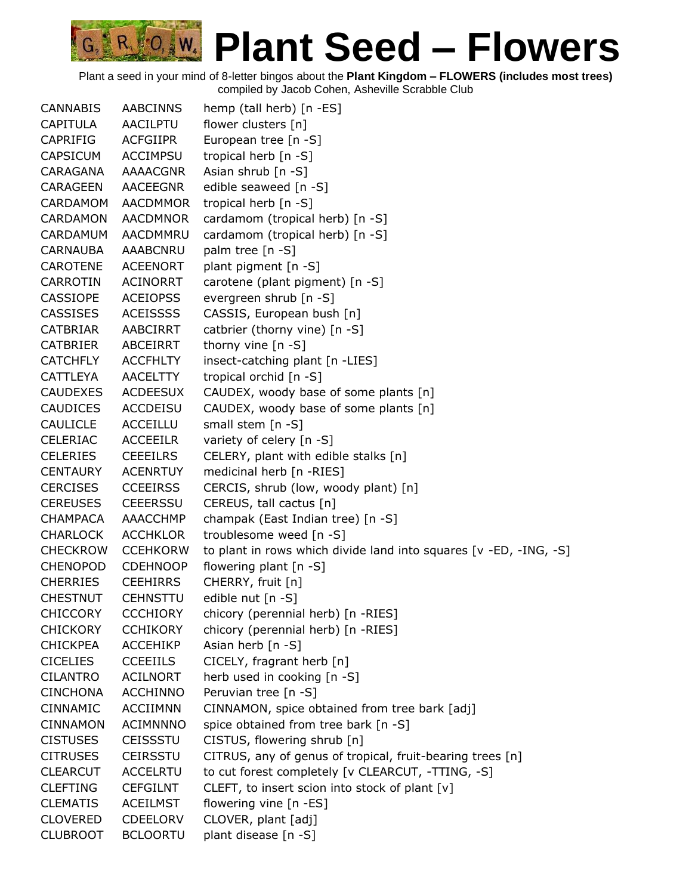# Plant Seed – Flowers

Plant a seed in your mind of 8-letter bingos about the **Plant Kingdom – FLOWERS (includes most trees)**
compiled by Jacob Cohen, Asheville Scrabble Club

| | | |
|---|---|---|
| CANNABIS | AABCINNS | hemp (tall herb) [n -ES] |
| CAPITULA | AACILPTU | flower clusters [n] |
| CAPRIFIG | ACFGIIPR | European tree [n -S] |
| CAPSICUM | ACCIMPSU | tropical herb [n -S] |
| CARAGANA | AAAACGNR | Asian shrub [n -S] |
| CARAGEEN | AACEEGNR | edible seaweed [n -S] |
| CARDAMOM | AACDMMOR | tropical herb [n -S] |
| CARDAMON | AACDMNOR | cardamom (tropical herb) [n -S] |
| CARDAMUM | AACDMMRU | cardamom (tropical herb) [n -S] |
| CARNAUBA | AAABCNRU | palm tree [n -S] |
| CAROTENE | ACEENORT | plant pigment [n -S] |
| CARROTIN | ACINORRT | carotene (plant pigment) [n -S] |
| CASSIOPE | ACEIOPSS | evergreen shrub [n -S] |
| CASSISES | ACEISSSS | CASSIS, European bush [n] |
| CATBRIAR | AABCIRRT | catbrier (thorny vine) [n -S] |
| CATBRIER | ABCEIRRT | thorny vine [n -S] |
| CATCHFLY | ACCFHLTY | insect-catching plant [n -LIES] |
| CATTLEYA | AACELTTY | tropical orchid [n -S] |
| CAUDEXES | ACDEESUX | CAUDEX, woody base of some plants [n] |
| CAUDICES | ACCDEISU | CAUDEX, woody base of some plants [n] |
| CAULICLE | ACCEILLU | small stem [n -S] |
| CELERIAC | ACCEEILR | variety of celery [n -S] |
| CELERIES | CEEEILRS | CELERY, plant with edible stalks [n] |
| CENTAURY | ACENRTUY | medicinal herb [n -RIES] |
| CERCISES | CCEEIRSS | CERCIS, shrub (low, woody plant) [n] |
| CEREUSES | CEEERSSU | CEREUS, tall cactus [n] |
| CHAMPACA | AAACCHMP | champak (East Indian tree) [n -S] |
| CHARLOCK | ACCHKLOR | troublesome weed [n -S] |
| CHECKROW | CCEHKORW | to plant in rows which divide land into squares [v -ED, -ING, -S] |
| CHENOPOD | CDEHNOOP | flowering plant [n -S] |
| CHERRIES | CEEHIRRS | CHERRY, fruit [n] |
| CHESTNUT | CEHNSTTU | edible nut [n -S] |
| CHICCORY | CCCHIORY | chicory (perennial herb) [n -RIES] |
| CHICKORY | CCHIKORY | chicory (perennial herb) [n -RIES] |
| CHICKPEA | ACCEHIKP | Asian herb [n -S] |
| CICELIES | CCEEIILS | CICELY, fragrant herb [n] |
| CILANTRO | ACILNORT | herb used in cooking [n -S] |
| CINCHONA | ACCHINNO | Peruvian tree [n -S] |
| CINNAMIC | ACCIIMNN | CINNAMON, spice obtained from tree bark [adj] |
| CINNAMON | ACIMNNNO | spice obtained from tree bark [n -S] |
| CISTUSES | CEISSSTU | CISTUS, flowering shrub [n] |
| CITRUSES | CEIRSSTU | CITRUS, any of genus of tropical, fruit-bearing trees [n] |
| CLEARCUT | ACCELRTU | to cut forest completely [v CLEARCUT, -TTING, -S] |
| CLEFTING | CEFGILNT | CLEFT, to insert scion into stock of plant [v] |
| CLEMATIS | ACEILMST | flowering vine [n -ES] |
| CLOVERED | CDEELORV | CLOVER, plant [adj] |
| CLUBROOT | BCLOORTU | plant disease [n -S] |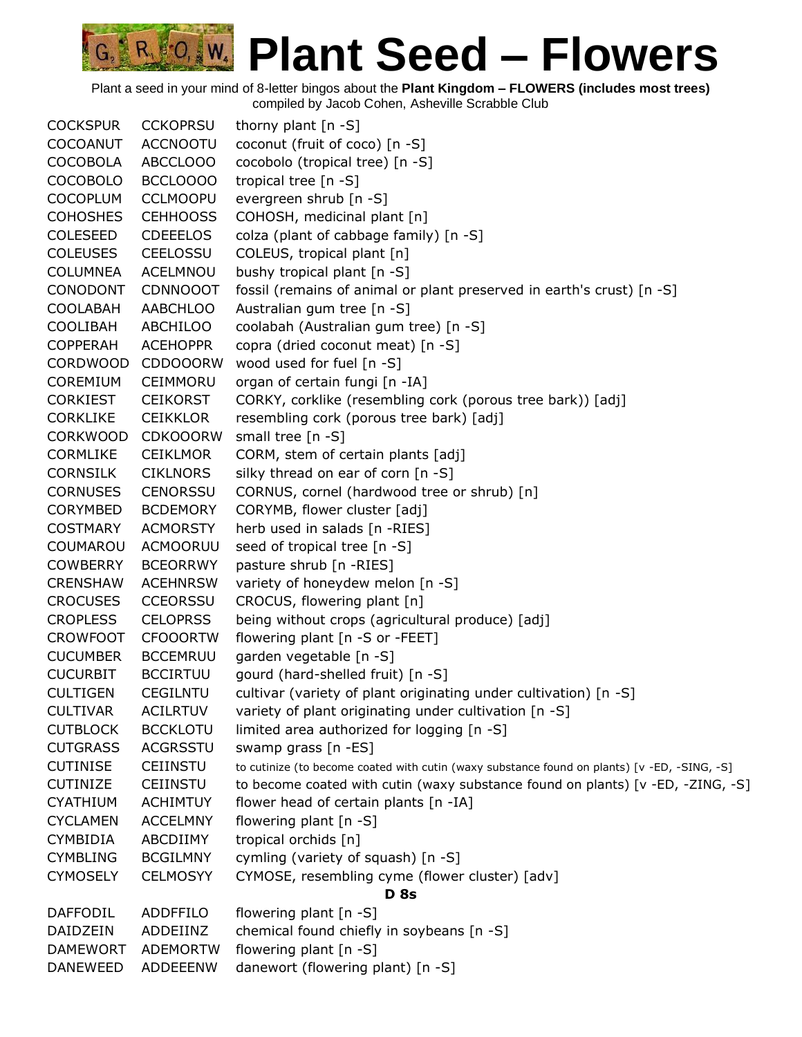# Plant Seed – Flowers

Plant a seed in your mind of 8-letter bingos about the **Plant Kingdom – FLOWERS (includes most trees)**
compiled by Jacob Cohen, Asheville Scrabble Club

| | | |
|---|---|---|
| COCKSPUR | CCKOPRSU | thorny plant [n -S] |
| COCOANUT | ACCNOOTU | coconut (fruit of coco) [n -S] |
| COCOBOLA | ABCCLOOO | cocobolo (tropical tree) [n -S] |
| COCOBOLO | BCCLOOOO | tropical tree [n -S] |
| COCOPLUM | CCLMOOPU | evergreen shrub [n -S] |
| COHOSHES | CEHHOOSS | COHOSH, medicinal plant [n] |
| COLESEED | CDEEELOS | colza (plant of cabbage family) [n -S] |
| COLEUSES | CEELOSSU | COLEUS, tropical plant [n] |
| COLUMNEA | ACELMNOU | bushy tropical plant [n -S] |
| CONODONT | CDNNOOOT | fossil (remains of animal or plant preserved in earth's crust) [n -S] |
| COOLABAH | AABCHLOO | Australian gum tree [n -S] |
| COOLIBAH | ABCHILOO | coolabah (Australian gum tree) [n -S] |
| COPPERAH | ACEHOPPR | copra (dried coconut meat) [n -S] |
| CORDWOOD | CDDOOORW | wood used for fuel [n -S] |
| COREMIUM | CEIMMORU | organ of certain fungi [n -IA] |
| CORKIEST | CEIKORST | CORKY, corklike (resembling cork (porous tree bark)) [adj] |
| CORKLIKE | CEIKKLOR | resembling cork (porous tree bark) [adj] |
| CORKWOOD | CDKOOORW | small tree [n -S] |
| CORMLIKE | CEIKLMOR | CORM, stem of certain plants [adj] |
| CORNSILK | CIKLNORS | silky thread on ear of corn [n -S] |
| CORNUSES | CENORSSU | CORNUS, cornel (hardwood tree or shrub) [n] |
| CORYMBED | BCDEMORY | CORYMB, flower cluster [adj] |
| COSTMARY | ACMORSTY | herb used in salads [n -RIES] |
| COUMAROU | ACMOORUU | seed of tropical tree [n -S] |
| COWBERRY | BCEORRWY | pasture shrub [n -RIES] |
| CRENSHAW | ACEHNRSW | variety of honeydew melon [n -S] |
| CROCUSES | CCEORSSU | CROCUS, flowering plant [n] |
| CROPLESS | CELOPRSS | being without crops (agricultural produce) [adj] |
| CROWFOOT | CFOOORTW | flowering plant [n -S or -FEET] |
| CUCUMBER | BCCEMRUU | garden vegetable [n -S] |
| CUCURBIT | BCCIRTUU | gourd (hard-shelled fruit) [n -S] |
| CULTIGEN | CEGILNTU | cultivar (variety of plant originating under cultivation) [n -S] |
| CULTIVAR | ACILRTUV | variety of plant originating under cultivation [n -S] |
| CUTBLOCK | BCCKLOTU | limited area authorized for logging [n -S] |
| CUTGRASS | ACGRSSTU | swamp grass [n -ES] |
| CUTINISE | CEIINSTU | to cutinize (to become coated with cutin (waxy substance found on plants) [v -ED, -SING, -S] |
| CUTINIZE | CEIINSTU | to become coated with cutin (waxy substance found on plants) [v -ED, -ZING, -S] |
| CYATHIUM | ACHIMTUY | flower head of certain plants [n -IA] |
| CYCLAMEN | ACCELMNY | flowering plant [n -S] |
| CYMBIDIA | ABCDIIMY | tropical orchids [n] |
| CYMBLING | BCGILMNY | cymling (variety of squash) [n -S] |
| CYMOSELY | CELMOSYY | CYMOSE, resembling cyme (flower cluster) [adv] |

**D 8s**

| | | |
|---|---|---|
| DAFFODIL | ADDFFILO | flowering plant [n -S] |
| DAIDZEIN | ADDEIINZ | chemical found chiefly in soybeans [n -S] |
| DAMEWORT | ADEMORTW | flowering plant [n -S] |
| DANEWEED | ADDEEENW | danewort (flowering plant) [n -S] |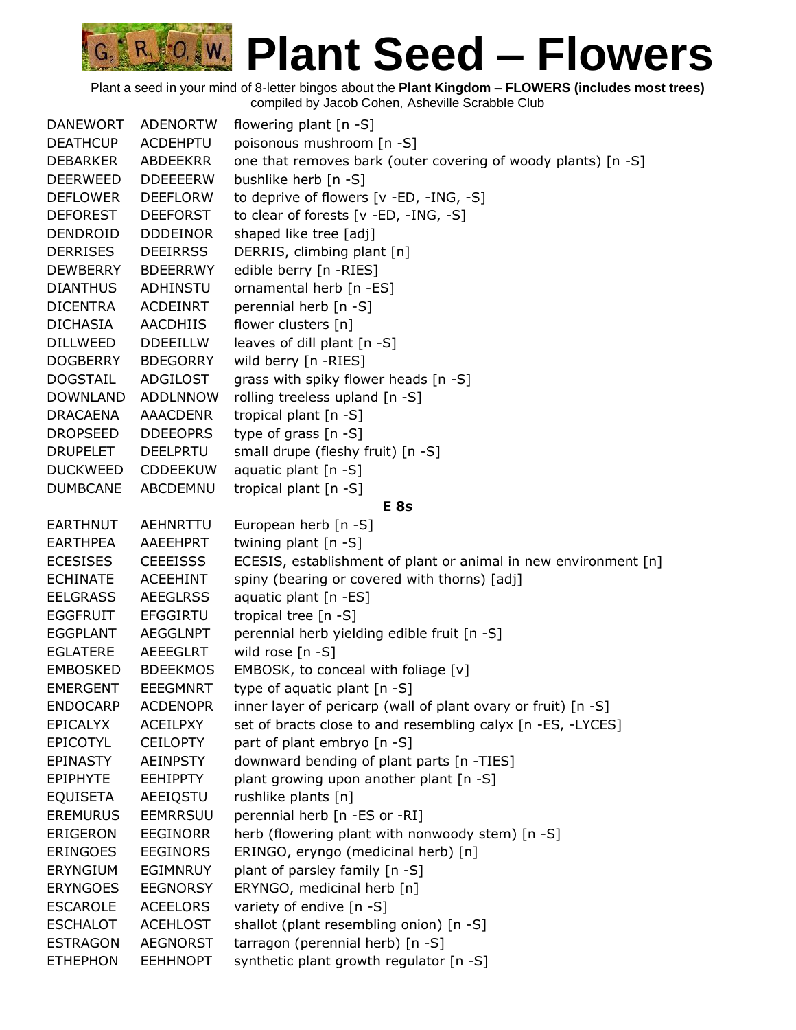# Plant Seed – Flowers

Plant a seed in your mind of 8-letter bingos about the **Plant Kingdom – FLOWERS (includes most trees)**
compiled by Jacob Cohen, Asheville Scrabble Club

| | | |
|---|---|---|
| DANEWORT | ADENORTW | flowering plant [n -S] |
| DEATHCUP | ACDEHPTU | poisonous mushroom [n -S] |
| DEBARKER | ABDEEKRR | one that removes bark (outer covering of woody plants) [n -S] |
| DEERWEED | DDEEEERW | bushlike herb [n -S] |
| DEFLOWER | DEEFLORW | to deprive of flowers [v -ED, -ING, -S] |
| DEFOREST | DEEFORST | to clear of forests [v -ED, -ING, -S] |
| DENDROID | DDDEINOR | shaped like tree [adj] |
| DERRISES | DEEIRRSS | DERRIS, climbing plant [n] |
| DEWBERRY | BDEERRWY | edible berry [n -RIES] |
| DIANTHUS | ADHINSTU | ornamental herb [n -ES] |
| DICENTRA | ACDEINRT | perennial herb [n -S] |
| DICHASIA | AACDHIIS | flower clusters [n] |
| DILLWEED | DDEEILLW | leaves of dill plant [n -S] |
| DOGBERRY | BDEGORRY | wild berry [n -RIES] |
| DOGSTAIL | ADGILOST | grass with spiky flower heads [n -S] |
| DOWNLAND | ADDLNNOW | rolling treeless upland [n -S] |
| DRACAENA | AAACDENR | tropical plant [n -S] |
| DROPSEED | DDEEOPRS | type of grass [n -S] |
| DRUPELET | DEELPRTU | small drupe (fleshy fruit) [n -S] |
| DUCKWEED | CDDEEKUW | aquatic plant [n -S] |
| DUMBCANE | ABCDEMNU | tropical plant [n -S] |

**E 8s**

| | | |
|---|---|---|
| EARTHNUT | AEHNRTTU | European herb [n -S] |
| EARTHPEA | AAEEHPRT | twining plant [n -S] |
| ECESISES | CEEEISSS | ECESIS, establishment of plant or animal in new environment [n] |
| ECHINATE | ACEEHINT | spiny (bearing or covered with thorns) [adj] |
| EELGRASS | AEEGLRSS | aquatic plant [n -ES] |
| EGGFRUIT | EFGGIRTU | tropical tree [n -S] |
| EGGPLANT | AEGGLNPT | perennial herb yielding edible fruit [n -S] |
| EGLATERE | AEEEGLRT | wild rose [n -S] |
| EMBOSKED | BDEEKMOS | EMBOSK, to conceal with foliage [v] |
| EMERGENT | EEEGMNRT | type of aquatic plant [n -S] |
| ENDOCARP | ACDENOPR | inner layer of pericarp (wall of plant ovary or fruit) [n -S] |
| EPICALYX | ACEILPXY | set of bracts close to and resembling calyx [n -ES, -LYCES] |
| EPICOTYL | CEILOPTY | part of plant embryo [n -S] |
| EPINASTY | AEINPSTY | downward bending of plant parts [n -TIES] |
| EPIPHYTE | EEHIPPTY | plant growing upon another plant [n -S] |
| EQUISETA | AEEIQSTU | rushlike plants [n] |
| EREMURUS | EEMRRSUU | perennial herb [n -ES or -RI] |
| ERIGERON | EEGINORR | herb (flowering plant with nonwoody stem) [n -S] |
| ERINGOES | EEGINORS | ERINGO, eryngo (medicinal herb) [n] |
| ERYNGIUM | EGIMNRUY | plant of parsley family [n -S] |
| ERYNGOES | EEGNORSY | ERYNGO, medicinal herb [n] |
| ESCAROLE | ACEELORS | variety of endive [n -S] |
| ESCHALOT | ACEHLOST | shallot (plant resembling onion) [n -S] |
| ESTRAGON | AEGNORST | tarragon (perennial herb) [n -S] |
| ETHEPHON | EEHHNOPT | synthetic plant growth regulator [n -S] |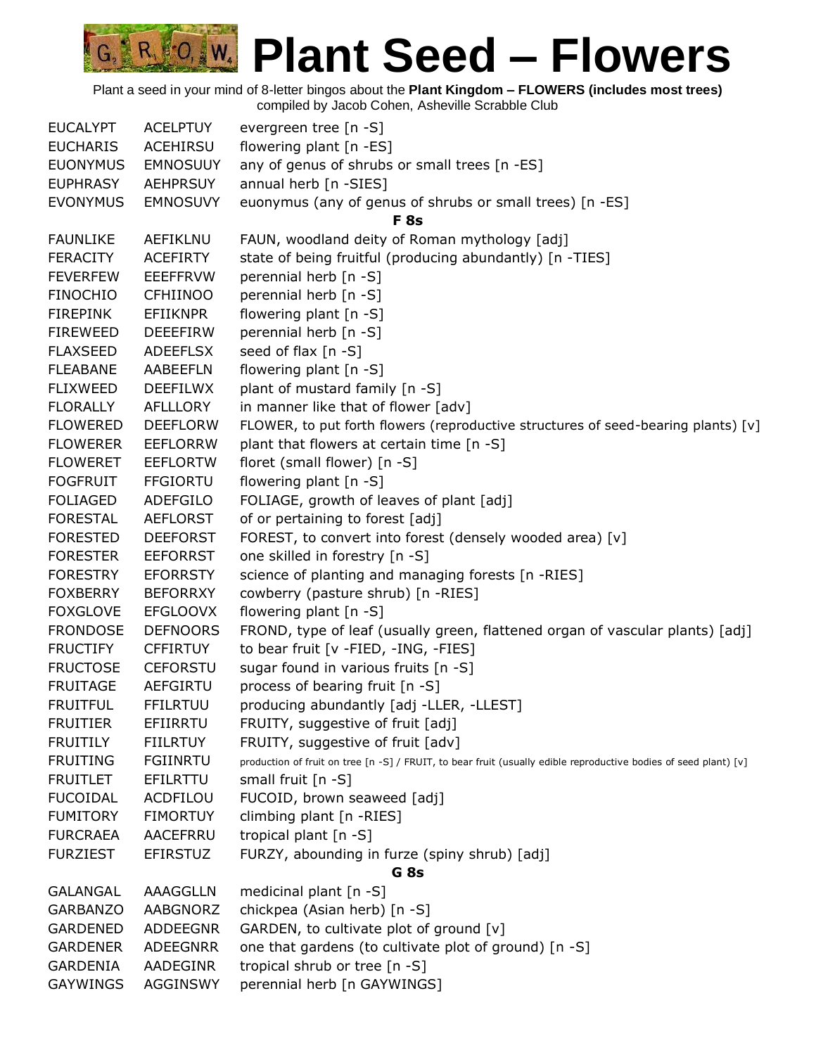# Plant Seed – Flowers

Plant a seed in your mind of 8-letter bingos about the **Plant Kingdom – FLOWERS (includes most trees)**
compiled by Jacob Cohen, Asheville Scrabble Club

| | | |
|---|---|---|
| EUCALYPT | ACELPTUY | evergreen tree [n -S] |
| EUCHARIS | ACEHIRSU | flowering plant [n -ES] |
| EUONYMUS | EMNOSUUY | any of genus of shrubs or small trees [n -ES] |
| EUPHRASY | AEHPRSUY | annual herb [n -SIES] |
| EVONYMUS | EMNOSUVY | euonymus (any of genus of shrubs or small trees) [n -ES] |
| | | **F 8s** |
| FAUNLIKE | AEFIKLNU | FAUN, woodland deity of Roman mythology [adj] |
| FERACITY | ACEFIRTY | state of being fruitful (producing abundantly) [n -TIES] |
| FEVERFEW | EEEFFRVW | perennial herb [n -S] |
| FINOCHIO | CFHIINOO | perennial herb [n -S] |
| FIREPINK | EFIIKNPR | flowering plant [n -S] |
| FIREWEED | DEEEFIRW | perennial herb [n -S] |
| FLAXSEED | ADEEFLSX | seed of flax [n -S] |
| FLEABANE | AABEEFLN | flowering plant [n -S] |
| FLIXWEED | DEEFILWX | plant of mustard family [n -S] |
| FLORALLY | AFLLLORY | in manner like that of flower [adv] |
| FLOWERED | DEEFLORW | FLOWER, to put forth flowers (reproductive structures of seed-bearing plants) [v] |
| FLOWERER | EEFLORRW | plant that flowers at certain time [n -S] |
| FLOWERET | EEFLORTW | floret (small flower) [n -S] |
| FOGFRUIT | FFGIORTU | flowering plant [n -S] |
| FOLIAGED | ADEFGILO | FOLIAGE, growth of leaves of plant [adj] |
| FORESTAL | AEFLORST | of or pertaining to forest [adj] |
| FORESTED | DEEFORST | FOREST, to convert into forest (densely wooded area) [v] |
| FORESTER | EEFORRST | one skilled in forestry [n -S] |
| FORESTRY | EFORRSTY | science of planting and managing forests [n -RIES] |
| FOXBERRY | BEFORRXY | cowberry (pasture shrub) [n -RIES] |
| FOXGLOVE | EFGLOOVX | flowering plant [n -S] |
| FRONDOSE | DEFNOORS | FROND, type of leaf (usually green, flattened organ of vascular plants) [adj] |
| FRUCTIFY | CFFIRTUY | to bear fruit [v -FIED, -ING, -FIES] |
| FRUCTOSE | CEFORSTU | sugar found in various fruits [n -S] |
| FRUITAGE | AEFGIRTU | process of bearing fruit [n -S] |
| FRUITFUL | FFILRTUU | producing abundantly [adj -LLER, -LLEST] |
| FRUITIER | EFIIRRTU | FRUITY, suggestive of fruit [adj] |
| FRUITILY | FIILRTUY | FRUITY, suggestive of fruit [adv] |
| FRUITING | FGIINRTU | production of fruit on tree [n -S] / FRUIT, to bear fruit (usually edible reproductive bodies of seed plant) [v] |
| FRUITLET | EFILRTTU | small fruit [n -S] |
| FUCOIDAL | ACDFILOU | FUCOID, brown seaweed [adj] |
| FUMITORY | FIMORTUY | climbing plant [n -RIES] |
| FURCRAEA | AACEFRRU | tropical plant [n -S] |
| FURZIEST | EFIRSTUZ | FURZY, abounding in furze (spiny shrub) [adj] |
| | | **G 8s** |
| GALANGAL | AAAGGLLN | medicinal plant [n -S] |
| GARBANZO | AABGNORZ | chickpea (Asian herb) [n -S] |
| GARDENED | ADDEEGNR | GARDEN, to cultivate plot of ground [v] |
| GARDENER | ADEEGNRR | one that gardens (to cultivate plot of ground) [n -S] |
| GARDENIA | AADEGINR | tropical shrub or tree [n -S] |
| GAYWINGS | AGGINSWY | perennial herb [n GAYWINGS] |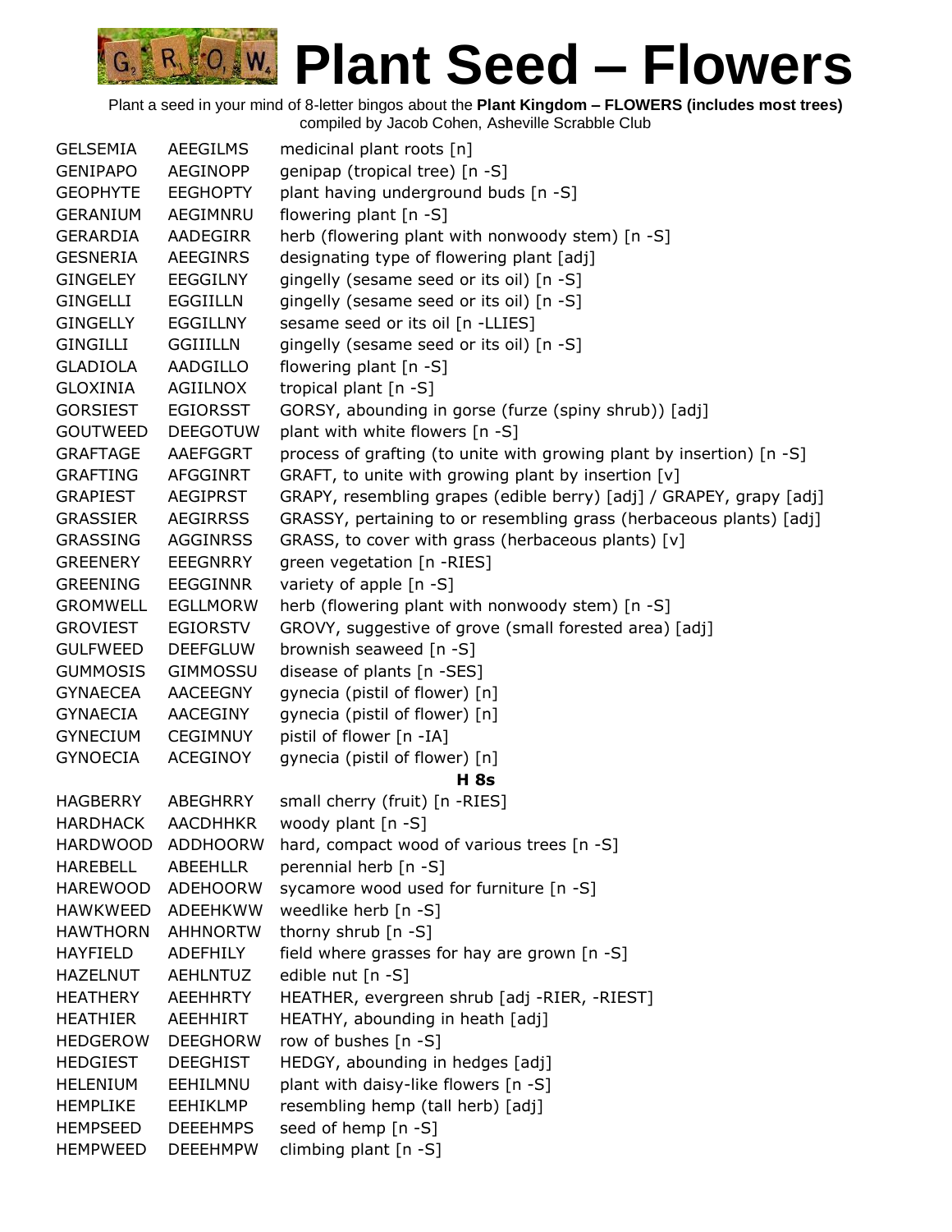# Plant Seed – Flowers

Plant a seed in your mind of 8-letter bingos about the **Plant Kingdom – FLOWERS (includes most trees)**
compiled by Jacob Cohen, Asheville Scrabble Club

| | | |
|---|---|---|
| GELSEMIA | AEEGILMS | medicinal plant roots [n] |
| GENIPAPO | AEGINOPP | genipap (tropical tree) [n -S] |
| GEOPHYTE | EEGHOPTY | plant having underground buds [n -S] |
| GERANIUM | AEGIMNRU | flowering plant [n -S] |
| GERARDIA | AADEGIRR | herb (flowering plant with nonwoody stem) [n -S] |
| GESNERIA | AEEGINRS | designating type of flowering plant [adj] |
| GINGELEY | EEGGILNY | gingelly (sesame seed or its oil) [n -S] |
| GINGELLI | EGGIILLN | gingelly (sesame seed or its oil) [n -S] |
| GINGELLY | EGGILLNY | sesame seed or its oil [n -LLIES] |
| GINGILLI | GGIIILLN | gingelly (sesame seed or its oil) [n -S] |
| GLADIOLA | AADGILLO | flowering plant [n -S] |
| GLOXINIA | AGIILNOX | tropical plant [n -S] |
| GORSIEST | EGIORSST | GORSY, abounding in gorse (furze (spiny shrub)) [adj] |
| GOUTWEED | DEEGOTUW | plant with white flowers [n -S] |
| GRAFTAGE | AAEFGGRT | process of grafting (to unite with growing plant by insertion) [n -S] |
| GRAFTING | AFGGINRT | GRAFT, to unite with growing plant by insertion [v] |
| GRAPIEST | AEGIPRST | GRAPY, resembling grapes (edible berry) [adj] / GRAPEY, grapy [adj] |
| GRASSIER | AEGIRRSS | GRASSY, pertaining to or resembling grass (herbaceous plants) [adj] |
| GRASSING | AGGINRSS | GRASS, to cover with grass (herbaceous plants) [v] |
| GREENERY | EEEGNRRY | green vegetation [n -RIES] |
| GREENING | EEGGINNR | variety of apple [n -S] |
| GROMWELL | EGLLMORW | herb (flowering plant with nonwoody stem) [n -S] |
| GROVIEST | EGIORSTV | GROVY, suggestive of grove (small forested area) [adj] |
| GULFWEED | DEEFGLUW | brownish seaweed [n -S] |
| GUMMOSIS | GIMMOSSU | disease of plants [n -SES] |
| GYNAECEA | AACEEGNY | gynecia (pistil of flower) [n] |
| GYNAECIA | AACEGINY | gynecia (pistil of flower) [n] |
| GYNECIUM | CEGIMNUY | pistil of flower [n -IA] |
| GYNOECIA | ACEGINOY | gynecia (pistil of flower) [n] |
| | | **H 8s** |
| HAGBERRY | ABEGHRRY | small cherry (fruit) [n -RIES] |
| HARDHACK | AACDHHKR | woody plant [n -S] |
| HARDWOOD | ADDHOORW | hard, compact wood of various trees [n -S] |
| HAREBELL | ABEEHLLR | perennial herb [n -S] |
| HAREWOOD | ADEHOORW | sycamore wood used for furniture [n -S] |
| HAWKWEED | ADEEHKWW | weedlike herb [n -S] |
| HAWTHORN | AHHNORTW | thorny shrub [n -S] |
| HAYFIELD | ADEFHILY | field where grasses for hay are grown [n -S] |
| HAZELNUT | AEHLNTUZ | edible nut [n -S] |
| HEATHERY | AEEHHRTY | HEATHER, evergreen shrub [adj -RIER, -RIEST] |
| HEATHIER | AEEHHIRT | HEATHY, abounding in heath [adj] |
| HEDGEROW | DEEGHORW | row of bushes [n -S] |
| HEDGIEST | DEEGHIST | HEDGY, abounding in hedges [adj] |
| HELENIUM | EEHILMNU | plant with daisy-like flowers [n -S] |
| HEMPLIKE | EEHIKLMP | resembling hemp (tall herb) [adj] |
| HEMPSEED | DEEEHMPS | seed of hemp [n -S] |
| HEMPWEED | DEEEHMPW | climbing plant [n -S] |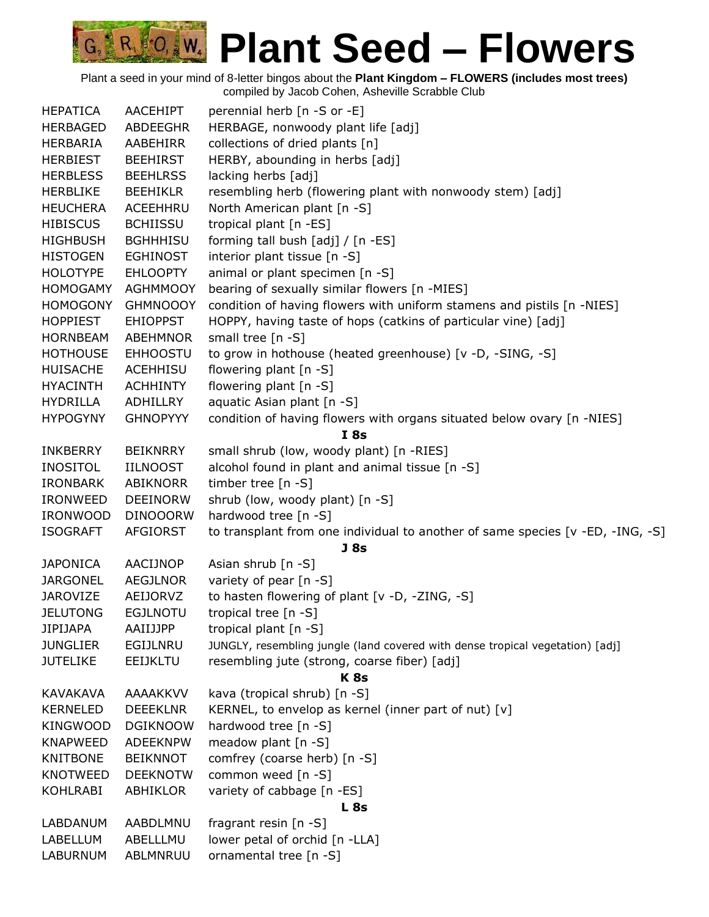# Plant Seed – Flowers

Plant a seed in your mind of 8-letter bingos about the **Plant Kingdom – FLOWERS (includes most trees)**
compiled by Jacob Cohen, Asheville Scrabble Club

| | | |
|---|---|---|
| HEPATICA | AACEHIPT | perennial herb [n -S or -E] |
| HERBAGED | ABDEEGHR | HERBAGE, nonwoody plant life [adj] |
| HERBARIA | AABEHIRR | collections of dried plants [n] |
| HERBIEST | BEEHIRST | HERBY, abounding in herbs [adj] |
| HERBLESS | BEEHLRSS | lacking herbs [adj] |
| HERBLIKE | BEEHIKLR | resembling herb (flowering plant with nonwoody stem) [adj] |
| HEUCHERA | ACEEHHRU | North American plant [n -S] |
| HIBISCUS | BCHIISSU | tropical plant [n -ES] |
| HIGHBUSH | BGHHHISU | forming tall bush [adj] / [n -ES] |
| HISTOGEN | EGHINOST | interior plant tissue [n -S] |
| HOLOTYPE | EHLOOPTY | animal or plant specimen [n -S] |
| HOMOGAMY | AGHMMOOY | bearing of sexually similar flowers [n -MIES] |
| HOMOGONY | GHMNOOOY | condition of having flowers with uniform stamens and pistils [n -NIES] |
| HOPPIEST | EHIOPPST | HOPPY, having taste of hops (catkins of particular vine) [adj] |
| HORNBEAM | ABEHMNOR | small tree [n -S] |
| HOTHOUSE | EHHOOSTU | to grow in hothouse (heated greenhouse) [v -D, -SING, -S] |
| HUISACHE | ACEHHISU | flowering plant [n -S] |
| HYACINTH | ACHHINTY | flowering plant [n -S] |
| HYDRILLA | ADHILLRY | aquatic Asian plant [n -S] |
| HYPOGYNY | GHNOPYYY | condition of having flowers with organs situated below ovary [n -NIES] |
| | | **I 8s** |
| INKBERRY | BEIKNRRY | small shrub (low, woody plant) [n -RIES] |
| INOSITOL | IILNOOST | alcohol found in plant and animal tissue [n -S] |
| IRONBARK | ABIKNORR | timber tree [n -S] |
| IRONWEED | DEEINORW | shrub (low, woody plant) [n -S] |
| IRONWOOD | DINOOORW | hardwood tree [n -S] |
| ISOGRAFT | AFGIORST | to transplant from one individual to another of same species [v -ED, -ING, -S] |
| | | **J 8s** |
| JAPONICA | AACIJNOP | Asian shrub [n -S] |
| JARGONEL | AEGJLNOR | variety of pear [n -S] |
| JAROVIZE | AEIJORVZ | to hasten flowering of plant [v -D, -ZING, -S] |
| JELUTONG | EGJLNOTU | tropical tree [n -S] |
| JIPIJAPA | AAIIJJPP | tropical plant [n -S] |
| JUNGLIER | EGIJLNRU | JUNGLY, resembling jungle (land covered with dense tropical vegetation) [adj] |
| JUTELIKE | EEIJKLTU | resembling jute (strong, coarse fiber) [adj] |
| | | **K 8s** |
| KAVAKAVA | AAAAKKVV | kava (tropical shrub) [n -S] |
| KERNELED | DEEEKLNR | KERNEL, to envelop as kernel (inner part of nut) [v] |
| KINGWOOD | DGIKNOOW | hardwood tree [n -S] |
| KNAPWEED | ADEEKNPW | meadow plant [n -S] |
| KNITBONE | BEIKNNOT | comfrey (coarse herb) [n -S] |
| KNOTWEED | DEEKNOTW | common weed [n -S] |
| KOHLRABI | ABHIKLOR | variety of cabbage [n -ES] |
| | | **L 8s** |
| LABDANUM | AABDLMNU | fragrant resin [n -S] |
| LABELLUM | ABELLLMU | lower petal of orchid [n -LLA] |
| LABURNUM | ABLMNRUU | ornamental tree [n -S] |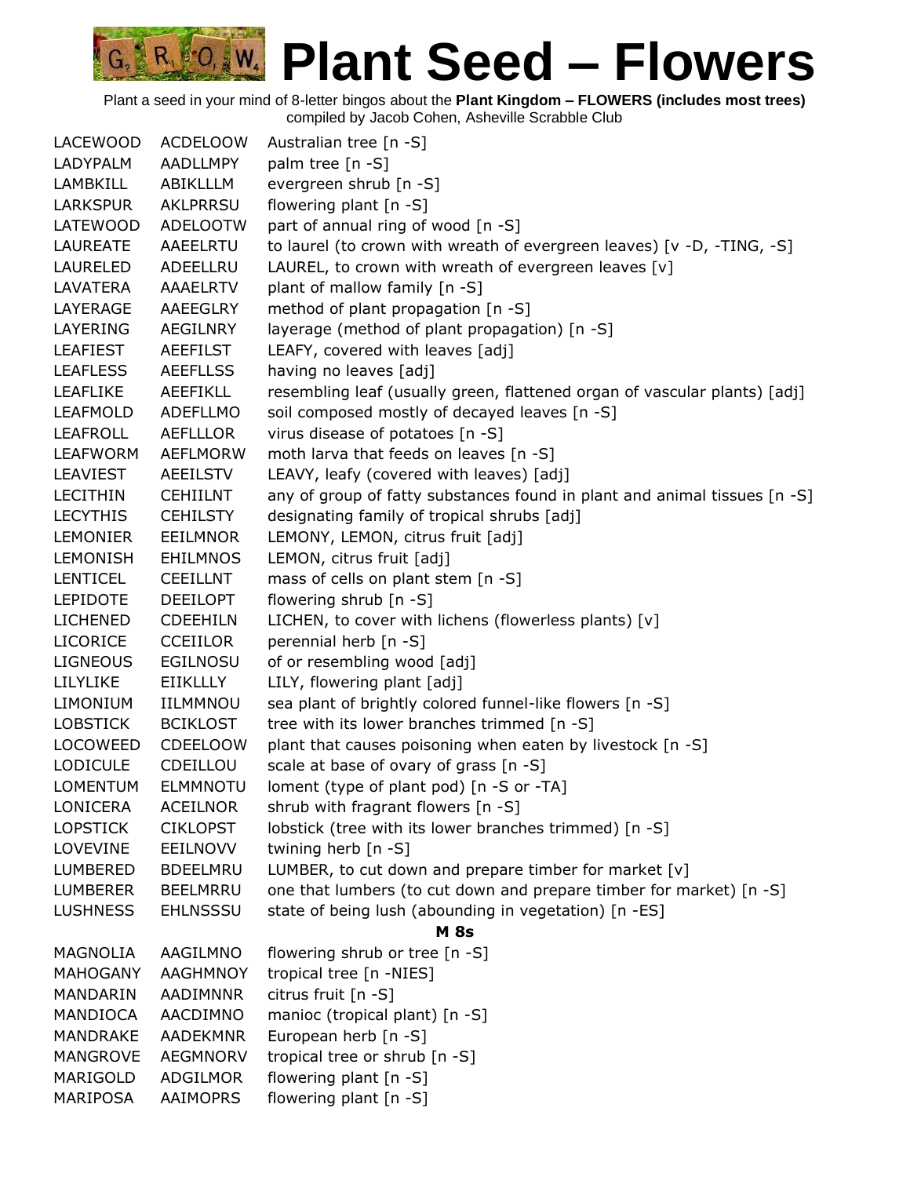# Plant Seed – Flowers

Plant a seed in your mind of 8-letter bingos about the **Plant Kingdom – FLOWERS (includes most trees)**
compiled by Jacob Cohen, Asheville Scrabble Club

| | | |
|---|---|---|
| LACEWOOD | ACDELOOW | Australian tree [n -S] |
| LADYPALM | AADLLMPY | palm tree [n -S] |
| LAMBKILL | ABIKLLLM | evergreen shrub [n -S] |
| LARKSPUR | AKLPRRSU | flowering plant [n -S] |
| LATEWOOD | ADELOOTW | part of annual ring of wood [n -S] |
| LAUREATE | AAEELRTU | to laurel (to crown with wreath of evergreen leaves) [v -D, -TING, -S] |
| LAURELED | ADEELLRU | LAUREL, to crown with wreath of evergreen leaves [v] |
| LAVATERA | AAAELRTV | plant of mallow family [n -S] |
| LAYERAGE | AAEEGLRY | method of plant propagation [n -S] |
| LAYERING | AEGILNRY | layerage (method of plant propagation) [n -S] |
| LEAFIEST | AEEFILST | LEAFY, covered with leaves [adj] |
| LEAFLESS | AEEFLLSS | having no leaves [adj] |
| LEAFLIKE | AEEFIKLL | resembling leaf (usually green, flattened organ of vascular plants) [adj] |
| LEAFMOLD | ADEFLLMO | soil composed mostly of decayed leaves [n -S] |
| LEAFROLL | AEFLLLOR | virus disease of potatoes [n -S] |
| LEAFWORM | AEFLMORW | moth larva that feeds on leaves [n -S] |
| LEAVIEST | AEEILSTV | LEAVY, leafy (covered with leaves) [adj] |
| LECITHIN | CEHIILNT | any of group of fatty substances found in plant and animal tissues [n -S] |
| LECYTHIS | CEHILSTY | designating family of tropical shrubs [adj] |
| LEMONIER | EEILMNOR | LEMONY, LEMON, citrus fruit [adj] |
| LEMONISH | EHILMNOS | LEMON, citrus fruit [adj] |
| LENTICEL | CEEILLNT | mass of cells on plant stem [n -S] |
| LEPIDOTE | DEEILOPT | flowering shrub [n -S] |
| LICHENED | CDEEHILN | LICHEN, to cover with lichens (flowerless plants) [v] |
| LICORICE | CCEIILOR | perennial herb [n -S] |
| LIGNEOUS | EGILNOSU | of or resembling wood [adj] |
| LILYLIKE | EIIKLLLY | LILY, flowering plant [adj] |
| LIMONIUM | IILMMNOU | sea plant of brightly colored funnel-like flowers [n -S] |
| LOBSTICK | BCIKLOST | tree with its lower branches trimmed [n -S] |
| LOCOWEED | CDEELOOW | plant that causes poisoning when eaten by livestock [n -S] |
| LODICULE | CDEILLOU | scale at base of ovary of grass [n -S] |
| LOMENTUM | ELMMNOTU | loment (type of plant pod) [n -S or -TA] |
| LONICERA | ACEILNOR | shrub with fragrant flowers [n -S] |
| LOPSTICK | CIKLOPST | lobstick (tree with its lower branches trimmed) [n -S] |
| LOVEVINE | EEILNOVV | twining herb [n -S] |
| LUMBERED | BDEELMRU | LUMBER, to cut down and prepare timber for market [v] |
| LUMBERER | BEELMRRU | one that lumbers (to cut down and prepare timber for market) [n -S] |
| LUSHNESS | EHLNSSSU | state of being lush (abounding in vegetation) [n -ES] |
| | | **M 8s** |
| MAGNOLIA | AAGILMNO | flowering shrub or tree [n -S] |
| MAHOGANY | AAGHMNOY | tropical tree [n -NIES] |
| MANDARIN | AADIMNNR | citrus fruit [n -S] |
| MANDIOCA | AACDIMNO | manioc (tropical plant) [n -S] |
| MANDRAKE | AADEKMNR | European herb [n -S] |
| MANGROVE | AEGMNORV | tropical tree or shrub [n -S] |
| MARIGOLD | ADGILMOR | flowering plant [n -S] |
| MARIPOSA | AAIMOPRS | flowering plant [n -S] |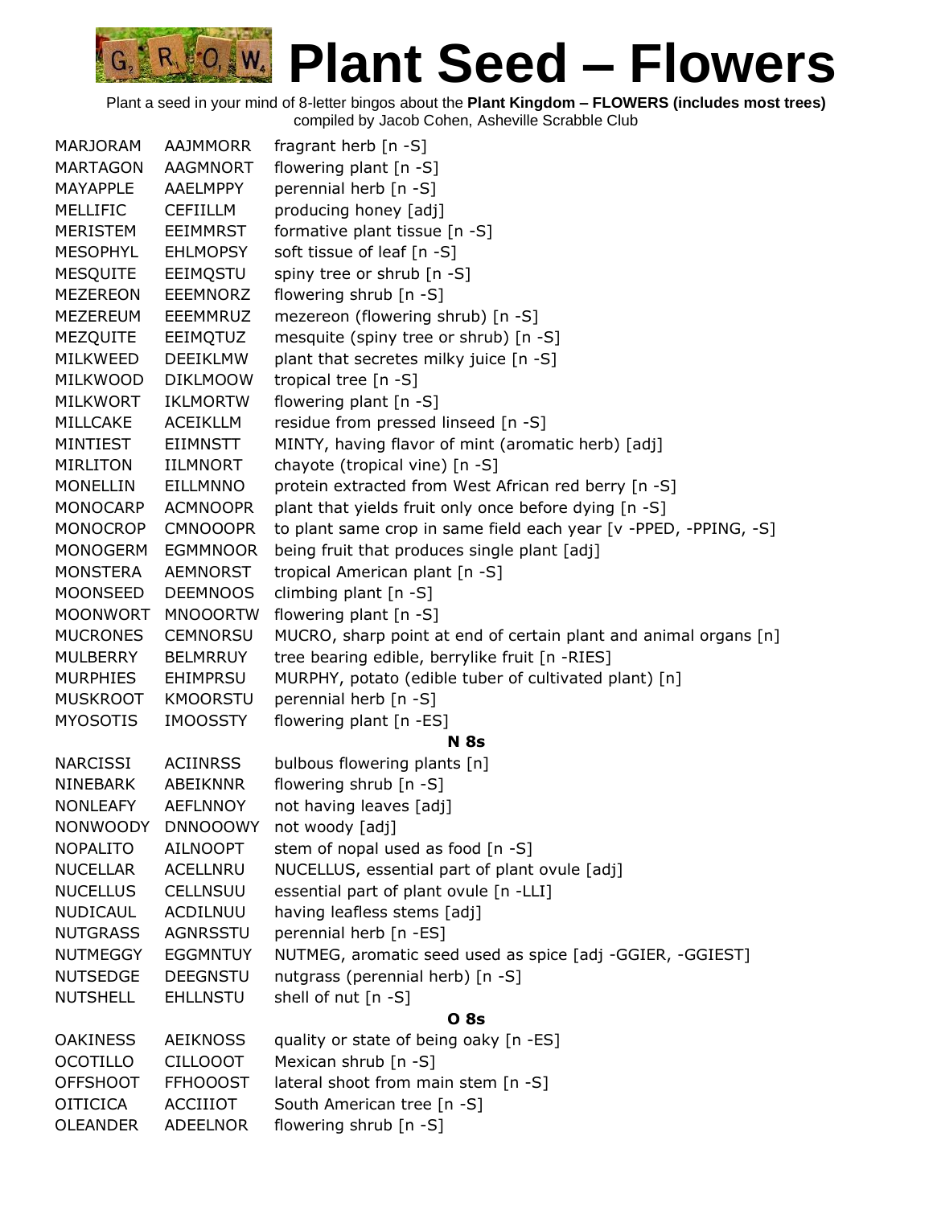# Plant Seed – Flowers

Plant a seed in your mind of 8-letter bingos about the **Plant Kingdom – FLOWERS (includes most trees)**
compiled by Jacob Cohen, Asheville Scrabble Club

| | | |
|---|---|---|
| MARJORAM | AAJMMORR | fragrant herb [n -S] |
| MARTAGON | AAGMNORT | flowering plant [n -S] |
| MAYAPPLE | AAELMPPY | perennial herb [n -S] |
| MELLIFIC | CEFIILLM | producing honey [adj] |
| MERISTEM | EEIMMRST | formative plant tissue [n -S] |
| MESOPHYL | EHLMOPSY | soft tissue of leaf [n -S] |
| MESQUITE | EEIMQSTU | spiny tree or shrub [n -S] |
| MEZEREON | EEEMNORZ | flowering shrub [n -S] |
| MEZEREUM | EEEMMRUZ | mezereon (flowering shrub) [n -S] |
| MEZQUITE | EEIMQTUZ | mesquite (spiny tree or shrub) [n -S] |
| MILKWEED | DEEIKLMW | plant that secretes milky juice [n -S] |
| MILKWOOD | DIKLMOOW | tropical tree [n -S] |
| MILKWORT | IKLMORTW | flowering plant [n -S] |
| MILLCAKE | ACEIKLLM | residue from pressed linseed [n -S] |
| MINTIEST | EIIMNSTT | MINTY, having flavor of mint (aromatic herb) [adj] |
| MIRLITON | IILMNORT | chayote (tropical vine) [n -S] |
| MONELLIN | EILLMNNO | protein extracted from West African red berry [n -S] |
| MONOCARP | ACMNOOPR | plant that yields fruit only once before dying [n -S] |
| MONOCROP | CMNOOOPR | to plant same crop in same field each year [v -PPED, -PPING, -S] |
| MONOGERM | EGMMNOOR | being fruit that produces single plant [adj] |
| MONSTERA | AEMNORST | tropical American plant [n -S] |
| MOONSEED | DEEMNOOS | climbing plant [n -S] |
| MOONWORT | MNOOORTW | flowering plant [n -S] |
| MUCRONES | CEMNORSU | MUCRO, sharp point at end of certain plant and animal organs [n] |
| MULBERRY | BELMRRUY | tree bearing edible, berrylike fruit [n -RIES] |
| MURPHIES | EHIMPRSU | MURPHY, potato (edible tuber of cultivated plant) [n] |
| MUSKROOT | KMOORSTU | perennial herb [n -S] |
| MYOSOTIS | IMOOSSTY | flowering plant [n -ES] |
| | | **N 8s** |
| NARCISSI | ACIINRSS | bulbous flowering plants [n] |
| NINEBARK | ABEIKNNR | flowering shrub [n -S] |
| NONLEAFY | AEFLNNOY | not having leaves [adj] |
| NONWOODY | DNNOOOWY | not woody [adj] |
| NOPALITO | AILNOOPT | stem of nopal used as food [n -S] |
| NUCELLAR | ACELLNRU | NUCELLUS, essential part of plant ovule [adj] |
| NUCELLUS | CELLNSUU | essential part of plant ovule [n -LLI] |
| NUDICAUL | ACDILNUU | having leafless stems [adj] |
| NUTGRASS | AGNRSSTU | perennial herb [n -ES] |
| NUTMEGGY | EGGMNTUY | NUTMEG, aromatic seed used as spice [adj -GGIER, -GGIEST] |
| NUTSEDGE | DEEGNSTU | nutgrass (perennial herb) [n -S] |
| NUTSHELL | EHLLNSTU | shell of nut [n -S] |
| | | **O 8s** |
| OAKINESS | AEIKNOSS | quality or state of being oaky [n -ES] |
| OCOTILLO | CILLOOOT | Mexican shrub [n -S] |
| OFFSHOOT | FFHOOOST | lateral shoot from main stem [n -S] |
| OITICICA | ACCIIIOT | South American tree [n -S] |
| OLEANDER | ADEELNOR | flowering shrub [n -S] |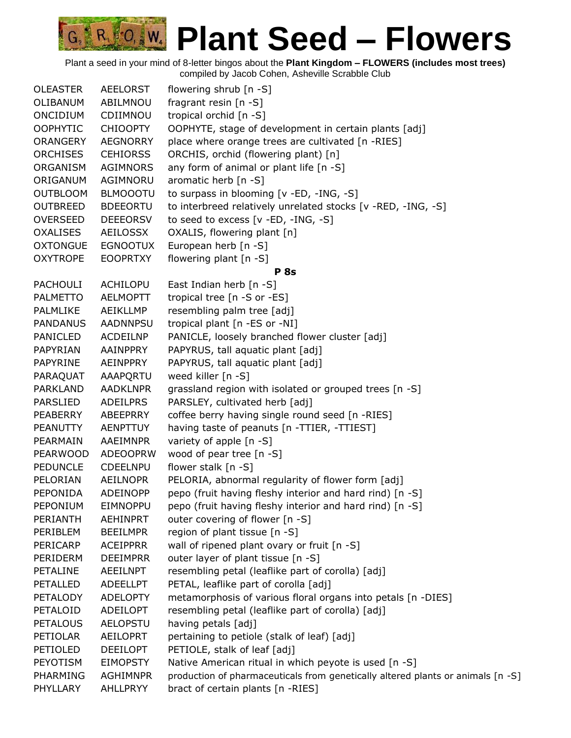# Plant Seed – Flowers

Plant a seed in your mind of 8-letter bingos about the **Plant Kingdom – FLOWERS (includes most trees)**
compiled by Jacob Cohen, Asheville Scrabble Club

| | | |
|---|---|---|
| OLEASTER | AEELORST | flowering shrub [n -S] |
| OLIBANUM | ABILMNOU | fragrant resin [n -S] |
| ONCIDIUM | CDIIMNOU | tropical orchid [n -S] |
| OOPHYTIC | CHIOOPTY | OOPHYTE, stage of development in certain plants [adj] |
| ORANGERY | AEGNORRY | place where orange trees are cultivated [n -RIES] |
| ORCHISES | CEHIORSS | ORCHIS, orchid (flowering plant) [n] |
| ORGANISM | AGIMNORS | any form of animal or plant life [n -S] |
| ORIGANUM | AGIMNORU | aromatic herb [n -S] |
| OUTBLOOM | BLMOOOTU | to surpass in blooming [v -ED, -ING, -S] |
| OUTBREED | BDEEORTU | to interbreed relatively unrelated stocks [v -RED, -ING, -S] |
| OVERSEED | DEEEORSV | to seed to excess [v -ED, -ING, -S] |
| OXALISES | AEILOSSX | OXALIS, flowering plant [n] |
| OXTONGUE | EGNOOTUX | European herb [n -S] |
| OXYTROPE | EOOPRTXY | flowering plant [n -S] |
| | | **P 8s** |
| PACHOULI | ACHILOPU | East Indian herb [n -S] |
| PALMETTO | AELMOPTT | tropical tree [n -S or -ES] |
| PALMLIKE | AEIKLLMP | resembling palm tree [adj] |
| PANDANUS | AADNNPSU | tropical plant [n -ES or -NI] |
| PANICLED | ACDEILNP | PANICLE, loosely branched flower cluster [adj] |
| PAPYRIAN | AAINPPRY | PAPYRUS, tall aquatic plant [adj] |
| PAPYRINE | AEINPPRY | PAPYRUS, tall aquatic plant [adj] |
| PARAQUAT | AAAPQRTU | weed killer [n -S] |
| PARKLAND | AADKLNPR | grassland region with isolated or grouped trees [n -S] |
| PARSLIED | ADEILPRS | PARSLEY, cultivated herb [adj] |
| PEABERRY | ABEEPRRY | coffee berry having single round seed [n -RIES] |
| PEANUTTY | AENPTTUY | having taste of peanuts [n -TTIER, -TTIEST] |
| PEARMAIN | AAEIMNPR | variety of apple [n -S] |
| PEARWOOD | ADEOOPRW | wood of pear tree [n -S] |
| PEDUNCLE | CDEELNPU | flower stalk [n -S] |
| PELORIAN | AEILNOPR | PELORIA, abnormal regularity of flower form [adj] |
| PEPONIDA | ADEINOPP | pepo (fruit having fleshy interior and hard rind) [n -S] |
| PEPONIUM | EIMNOPPU | pepo (fruit having fleshy interior and hard rind) [n -S] |
| PERIANTH | AEHINPRT | outer covering of flower [n -S] |
| PERIBLEM | BEEILMPR | region of plant tissue [n -S] |
| PERICARP | ACEIPPRR | wall of ripened plant ovary or fruit [n -S] |
| PERIDERM | DEEIMPRR | outer layer of plant tissue [n -S] |
| PETALINE | AEEILNPT | resembling petal (leaflike part of corolla) [adj] |
| PETALLED | ADEELLPT | PETAL, leaflike part of corolla [adj] |
| PETALODY | ADELOPTY | metamorphosis of various floral organs into petals [n -DIES] |
| PETALOID | ADEILOPT | resembling petal (leaflike part of corolla) [adj] |
| PETALOUS | AELOPSTU | having petals [adj] |
| PETIOLAR | AEILOPRT | pertaining to petiole (stalk of leaf) [adj] |
| PETIOLED | DEEILOPT | PETIOLE, stalk of leaf [adj] |
| PEYOTISM | EIMOPSTY | Native American ritual in which peyote is used [n -S] |
| PHARMING | AGHIMNPR | production of pharmaceuticals from genetically altered plants or animals [n -S] |
| PHYLLARY | AHLLPRYY | bract of certain plants [n -RIES] |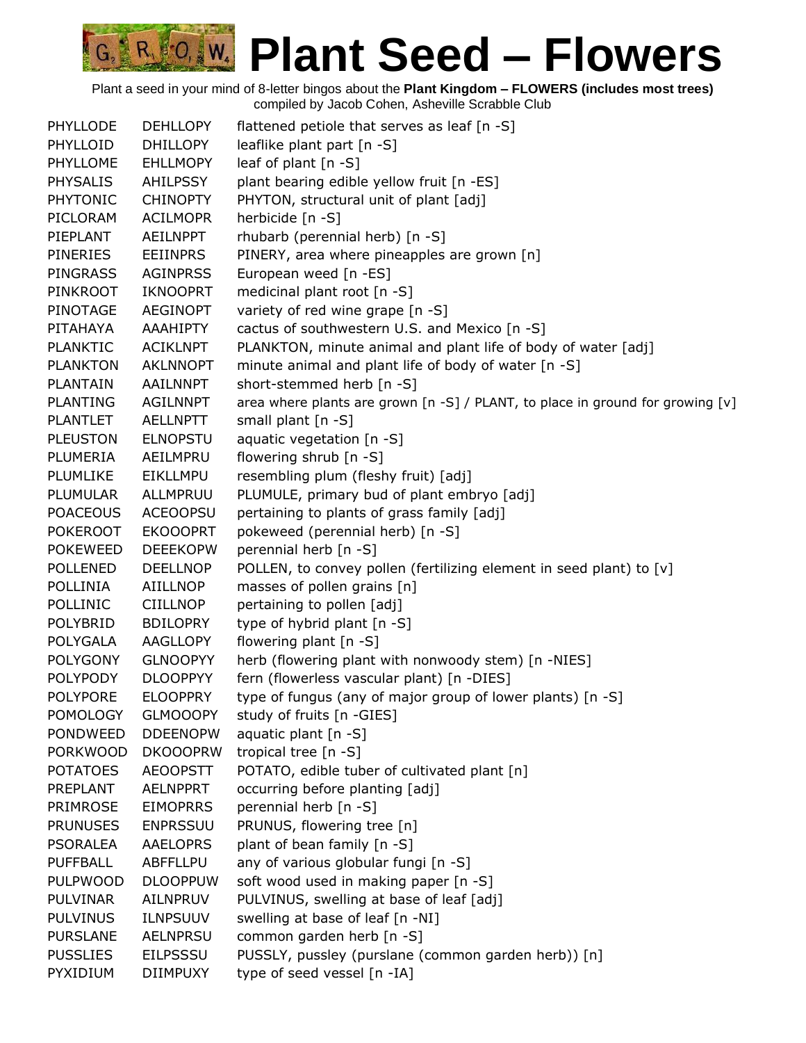# Plant Seed – Flowers

Plant a seed in your mind of 8-letter bingos about the **Plant Kingdom – FLOWERS (includes most trees)**
compiled by Jacob Cohen, Asheville Scrabble Club

| | | |
|---|---|---|
| PHYLLODE | DEHLLOPY | flattened petiole that serves as leaf [n -S] |
| PHYLLOID | DHILLOPY | leaflike plant part [n -S] |
| PHYLLOME | EHLLMOPY | leaf of plant [n -S] |
| PHYSALIS | AHILPSSY | plant bearing edible yellow fruit [n -ES] |
| PHYTONIC | CHINOPTY | PHYTON, structural unit of plant [adj] |
| PICLORAM | ACILMOPR | herbicide [n -S] |
| PIEPLANT | AEILNPPT | rhubarb (perennial herb) [n -S] |
| PINERIES | EEIINPRS | PINERY, area where pineapples are grown [n] |
| PINGRASS | AGINPRSS | European weed [n -ES] |
| PINKROOT | IKNOOPRT | medicinal plant root [n -S] |
| PINOTAGE | AEGINOPT | variety of red wine grape [n -S] |
| PITAHAYA | AAAHIPTY | cactus of southwestern U.S. and Mexico [n -S] |
| PLANKTIC | ACIKLNPT | PLANKTON, minute animal and plant life of body of water [adj] |
| PLANKTON | AKLNNOPT | minute animal and plant life of body of water [n -S] |
| PLANTAIN | AAILNNPT | short-stemmed herb [n -S] |
| PLANTING | AGILNNPT | area where plants are grown [n -S] / PLANT, to place in ground for growing [v] |
| PLANTLET | AELLNPTT | small plant [n -S] |
| PLEUSTON | ELNOPSTU | aquatic vegetation [n -S] |
| PLUMERIA | AEILMPRU | flowering shrub [n -S] |
| PLUMLIKE | EIKLLMPU | resembling plum (fleshy fruit) [adj] |
| PLUMULAR | ALLMPRUU | PLUMULE, primary bud of plant embryo [adj] |
| POACEOUS | ACEOOPSU | pertaining to plants of grass family [adj] |
| POKEROOT | EKOOOPRT | pokeweed (perennial herb) [n -S] |
| POKEWEED | DEEEKOPW | perennial herb [n -S] |
| POLLENED | DEELLNOP | POLLEN, to convey pollen (fertilizing element in seed plant) to [v] |
| POLLINIA | AIILLNOP | masses of pollen grains [n] |
| POLLINIC | CIILLNOP | pertaining to pollen [adj] |
| POLYBRID | BDILOPRY | type of hybrid plant [n -S] |
| POLYGALA | AAGLLOPY | flowering plant [n -S] |
| POLYGONY | GLNOOPYY | herb (flowering plant with nonwoody stem) [n -NIES] |
| POLYPODY | DLOOPPYY | fern (flowerless vascular plant) [n -DIES] |
| POLYPORE | ELOOPPRY | type of fungus (any of major group of lower plants) [n -S] |
| POMOLOGY | GLMOOOPY | study of fruits [n -GIES] |
| PONDWEED | DDEENOPW | aquatic plant [n -S] |
| PORKWOOD | DKOOOPRW | tropical tree [n -S] |
| POTATOES | AEOOPSTT | POTATO, edible tuber of cultivated plant [n] |
| PREPLANT | AELNPPRT | occurring before planting [adj] |
| PRIMROSE | EIMOPRRS | perennial herb [n -S] |
| PRUNUSES | ENPRSSUU | PRUNUS, flowering tree [n] |
| PSORALEA | AAELOPRS | plant of bean family [n -S] |
| PUFFBALL | ABFFLLPU | any of various globular fungi [n -S] |
| PULPWOOD | DLOOPPUW | soft wood used in making paper [n -S] |
| PULVINAR | AILNPRUV | PULVINUS, swelling at base of leaf [adj] |
| PULVINUS | ILNPSUUV | swelling at base of leaf [n -NI] |
| PURSLANE | AELNPRSU | common garden herb [n -S] |
| PUSSLIES | EILPSSSU | PUSSLY, pussley (purslane (common garden herb)) [n] |
| PYXIDIUM | DIIMPUXY | type of seed vessel [n -IA] |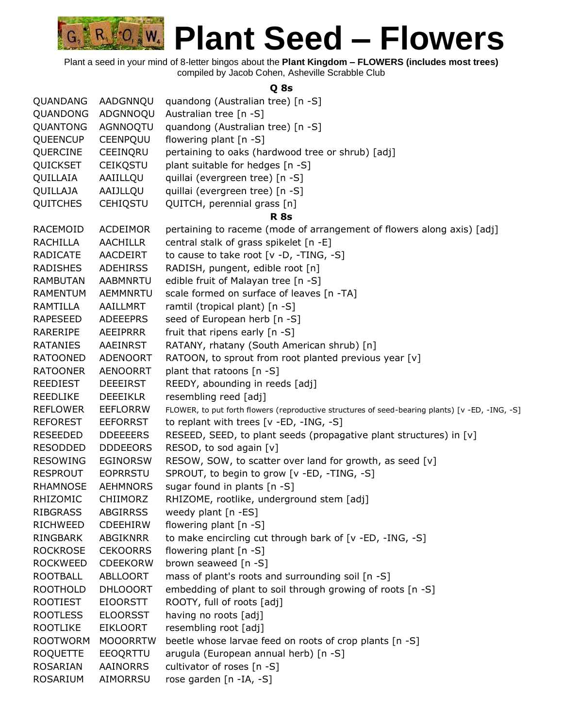# Plant Seed – Flowers

Plant a seed in your mind of 8-letter bingos about the **Plant Kingdom – FLOWERS (includes most trees)**
compiled by Jacob Cohen, Asheville Scrabble Club

### Q 8s

| | | |
|---|---|---|
| QUANDANG | AADGNNQU | quandong (Australian tree) [n -S] |
| QUANDONG | ADGNNOQU | Australian tree [n -S] |
| QUANTONG | AGNNOQTU | quandong (Australian tree) [n -S] |
| QUEENCUP | CEENPQUU | flowering plant [n -S] |
| QUERCINE | CEEINQRU | pertaining to oaks (hardwood tree or shrub) [adj] |
| QUICKSET | CEIKQSTU | plant suitable for hedges [n -S] |
| QUILLAIA | AAIILLQU | quillai (evergreen tree) [n -S] |
| QUILLAJA | AAIJLLQU | quillai (evergreen tree) [n -S] |
| QUITCHES | CEHIQSTU | QUITCH, perennial grass [n] |

### R 8s

| | | |
|---|---|---|
| RACEMOID | ACDEIMOR | pertaining to raceme (mode of arrangement of flowers along axis) [adj] |
| RACHILLA | AACHILLR | central stalk of grass spikelet [n -E] |
| RADICATE | AACDEIRT | to cause to take root [v -D, -TING, -S] |
| RADISHES | ADEHIRSS | RADISH, pungent, edible root [n] |
| RAMBUTAN | AABMNRTU | edible fruit of Malayan tree [n -S] |
| RAMENTUM | AEMMNRTU | scale formed on surface of leaves [n -TA] |
| RAMTILLA | AAILLMRT | ramtil (tropical plant) [n -S] |
| RAPESEED | ADEEEPRS | seed of European herb [n -S] |
| RARERIPE | AEEIPRRR | fruit that ripens early [n -S] |
| RATANIES | AAEINRST | RATANY, rhatany (South American shrub) [n] |
| RATOONED | ADENOORT | RATOON, to sprout from root planted previous year [v] |
| RATOONER | AENOORRT | plant that ratoons [n -S] |
| REEDIEST | DEEEIRST | REEDY, abounding in reeds [adj] |
| REEDLIKE | DEEEIKLR | resembling reed [adj] |
| REFLOWER | EEFLORRW | FLOWER, to put forth flowers (reproductive structures of seed-bearing plants) [v -ED, -ING, -S] |
| REFOREST | EEFORRST | to replant with trees [v -ED, -ING, -S] |
| RESEEDED | DDEEEERS | RESEED, SEED, to plant seeds (propagative plant structures) in [v] |
| RESODDED | DDDEEORS | RESOD, to sod again [v] |
| RESOWING | EGINORSW | RESOW, SOW, to scatter over land for growth, as seed [v] |
| RESPROUT | EOPRRSTU | SPROUT, to begin to grow [v -ED, -TING, -S] |
| RHAMNOSE | AEHMNORS | sugar found in plants [n -S] |
| RHIZOMIC | CHIIMORZ | RHIZOME, rootlike, underground stem [adj] |
| RIBGRASS | ABGIRRSS | weedy plant [n -ES] |
| RICHWEED | CDEEHIRW | flowering plant [n -S] |
| RINGBARK | ABGIKNRR | to make encircling cut through bark of [v -ED, -ING, -S] |
| ROCKROSE | CEKOORRS | flowering plant [n -S] |
| ROCKWEED | CDEEKORW | brown seaweed [n -S] |
| ROOTBALL | ABLLOORT | mass of plant's roots and surrounding soil [n -S] |
| ROOTHOLD | DHLOOORT | embedding of plant to soil through growing of roots [n -S] |
| ROOTIEST | EIOORSTT | ROOTY, full of roots [adj] |
| ROOTLESS | ELOORSST | having no roots [adj] |
| ROOTLIKE | EIKLOORT | resembling root [adj] |
| ROOTWORM | MOOORRTW | beetle whose larvae feed on roots of crop plants [n -S] |
| ROQUETTE | EEOQRTTU | arugula (European annual herb) [n -S] |
| ROSARIAN | AAINORRS | cultivator of roses [n -S] |
| ROSARIUM | AIMORRSU | rose garden [n -IA, -S] |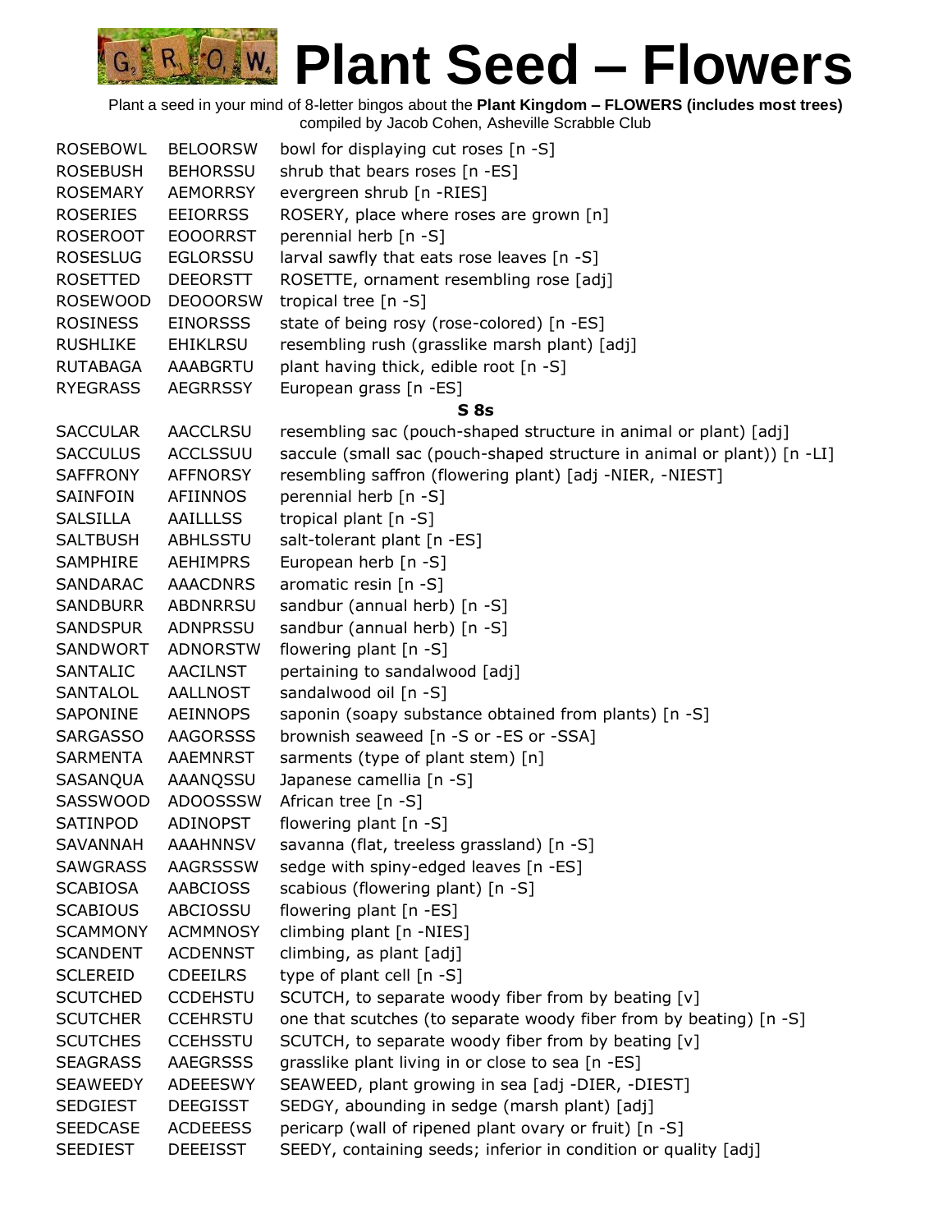# Plant Seed – Flowers

Plant a seed in your mind of 8-letter bingos about the **Plant Kingdom – FLOWERS (includes most trees)**
compiled by Jacob Cohen, Asheville Scrabble Club

| | | |
|---|---|---|
| ROSEBOWL | BELOORSW | bowl for displaying cut roses [n -S] |
| ROSEBUSH | BEHORSSU | shrub that bears roses [n -ES] |
| ROSEMARY | AEMORRSY | evergreen shrub [n -RIES] |
| ROSERIES | EEIORRSS | ROSERY, place where roses are grown [n] |
| ROSEROOT | EOOORRST | perennial herb [n -S] |
| ROSESLUG | EGLORSSU | larval sawfly that eats rose leaves [n -S] |
| ROSETTED | DEEORSTT | ROSETTE, ornament resembling rose [adj] |
| ROSEWOOD | DEOOORSW | tropical tree [n -S] |
| ROSINESS | EINORSSS | state of being rosy (rose-colored) [n -ES] |
| RUSHLIKE | EHIKLRSU | resembling rush (grasslike marsh plant) [adj] |
| RUTABAGA | AAABGRTU | plant having thick, edible root [n -S] |
| RYEGRASS | AEGRRSSY | European grass [n -ES] |

**S 8s**

| | | |
|---|---|---|
| SACCULAR | AACCLRSU | resembling sac (pouch-shaped structure in animal or plant) [adj] |
| SACCULUS | ACCLSSUU | saccule (small sac (pouch-shaped structure in animal or plant)) [n -LI] |
| SAFFRONY | AFFNORSY | resembling saffron (flowering plant) [adj -NIER, -NIEST] |
| SAINFOIN | AFIINNOS | perennial herb [n -S] |
| SALSILLA | AAILLLSS | tropical plant [n -S] |
| SALTBUSH | ABHLSSTU | salt-tolerant plant [n -ES] |
| SAMPHIRE | AEHIMPRS | European herb [n -S] |
| SANDARAC | AAACDNRS | aromatic resin [n -S] |
| SANDBURR | ABDNRRSU | sandbur (annual herb) [n -S] |
| SANDSPUR | ADNPRSSU | sandbur (annual herb) [n -S] |
| SANDWORT | ADNORSTW | flowering plant [n -S] |
| SANTALIC | AACILNST | pertaining to sandalwood [adj] |
| SANTALOL | AALLNOST | sandalwood oil [n -S] |
| SAPONINE | AEINNOPS | saponin (soapy substance obtained from plants) [n -S] |
| SARGASSO | AAGORSSS | brownish seaweed [n -S or -ES or -SSA] |
| SARMENTA | AAEMNRST | sarments (type of plant stem) [n] |
| SASANQUA | AAANQSSU | Japanese camellia [n -S] |
| SASSWOOD | ADOOSSSW | African tree [n -S] |
| SATINPOD | ADINOPST | flowering plant [n -S] |
| SAVANNAH | AAAHNNSV | savanna (flat, treeless grassland) [n -S] |
| SAWGRASS | AAGRSSSW | sedge with spiny-edged leaves [n -ES] |
| SCABIOSA | AABCIOSS | scabious (flowering plant) [n -S] |
| SCABIOUS | ABCIOSSU | flowering plant [n -ES] |
| SCAMMONY | ACMMNOSY | climbing plant [n -NIES] |
| SCANDENT | ACDENNST | climbing, as plant [adj] |
| SCLEREID | CDEEILRS | type of plant cell [n -S] |
| SCUTCHED | CCDEHSTU | SCUTCH, to separate woody fiber from by beating [v] |
| SCUTCHER | CCEHRSTU | one that scutches (to separate woody fiber from by beating) [n -S] |
| SCUTCHES | CCEHSSTU | SCUTCH, to separate woody fiber from by beating [v] |
| SEAGRASS | AAEGRSSS | grasslike plant living in or close to sea [n -ES] |
| SEAWEEDY | ADEEESWY | SEAWEED, plant growing in sea [adj -DIER, -DIEST] |
| SEDGIEST | DEEGISST | SEDGY, abounding in sedge (marsh plant) [adj] |
| SEEDCASE | ACDEEESS | pericarp (wall of ripened plant ovary or fruit) [n -S] |
| SEEDIEST | DEEEISST | SEEDY, containing seeds; inferior in condition or quality [adj] |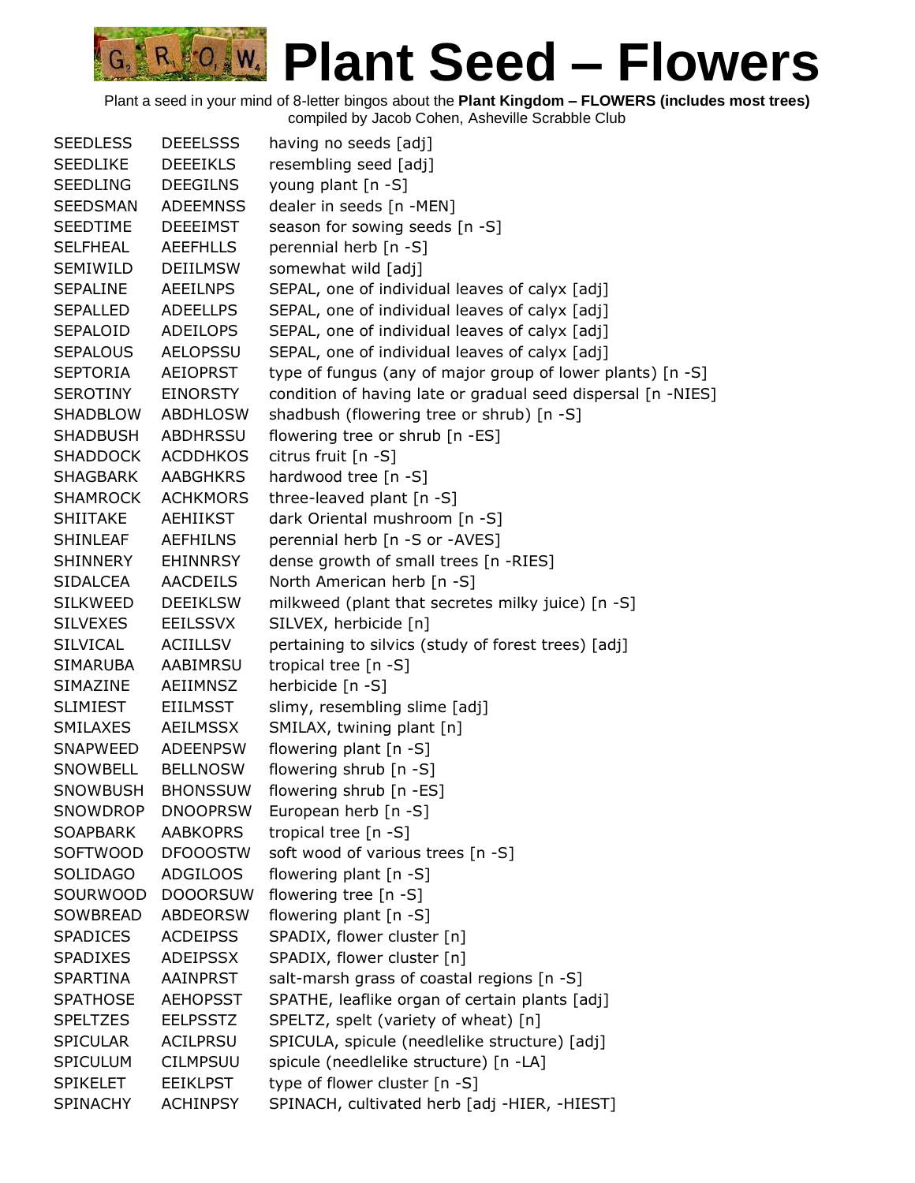# Plant Seed – Flowers

Plant a seed in your mind of 8-letter bingos about the **Plant Kingdom – FLOWERS (includes most trees)**
compiled by Jacob Cohen, Asheville Scrabble Club

| | | |
|---|---|---|
| SEEDLESS | DEEELSSS | having no seeds [adj] |
| SEEDLIKE | DEEEIKLS | resembling seed [adj] |
| SEEDLING | DEEGILNS | young plant [n -S] |
| SEEDSMAN | ADEEMNSS | dealer in seeds [n -MEN] |
| SEEDTIME | DEEEIMST | season for sowing seeds [n -S] |
| SELFHEAL | AEEFHLLS | perennial herb [n -S] |
| SEMIWILD | DEIILMSW | somewhat wild [adj] |
| SEPALINE | AEEILNPS | SEPAL, one of individual leaves of calyx [adj] |
| SEPALLED | ADEELLPS | SEPAL, one of individual leaves of calyx [adj] |
| SEPALOID | ADEILOPS | SEPAL, one of individual leaves of calyx [adj] |
| SEPALOUS | AELOPSSU | SEPAL, one of individual leaves of calyx [adj] |
| SEPTORIA | AEIOPRST | type of fungus (any of major group of lower plants) [n -S] |
| SEROTINY | EINORSTY | condition of having late or gradual seed dispersal [n -NIES] |
| SHADBLOW | ABDHLOSW | shadbush (flowering tree or shrub) [n -S] |
| SHADBUSH | ABDHRSSU | flowering tree or shrub [n -ES] |
| SHADDOCK | ACDDHKOS | citrus fruit [n -S] |
| SHAGBARK | AABGHKRS | hardwood tree [n -S] |
| SHAMROCK | ACHKMORS | three-leaved plant [n -S] |
| SHIITAKE | AEHIIKST | dark Oriental mushroom [n -S] |
| SHINLEAF | AEFHILNS | perennial herb [n -S or -AVES] |
| SHINNERY | EHINNRSY | dense growth of small trees [n -RIES] |
| SIDALCEA | AACDEILS | North American herb [n -S] |
| SILKWEED | DEEIKLSW | milkweed (plant that secretes milky juice) [n -S] |
| SILVEXES | EEILSSVX | SILVEX, herbicide [n] |
| SILVICAL | ACIILLSV | pertaining to silvics (study of forest trees) [adj] |
| SIMARUBA | AABIMRSU | tropical tree [n -S] |
| SIMAZINE | AEIIMNSZ | herbicide [n -S] |
| SLIMIEST | EIILMSST | slimy, resembling slime [adj] |
| SMILAXES | AEILMSSX | SMILAX, twining plant [n] |
| SNAPWEED | ADEENPSW | flowering plant [n -S] |
| SNOWBELL | BELLNOSW | flowering shrub [n -S] |
| SNOWBUSH | BHONSSUW | flowering shrub [n -ES] |
| SNOWDROP | DNOOPRSW | European herb [n -S] |
| SOAPBARK | AABKOPRS | tropical tree [n -S] |
| SOFTWOOD | DFOOOSTW | soft wood of various trees [n -S] |
| SOLIDAGO | ADGILOOS | flowering plant [n -S] |
| SOURWOOD | DOOORSUW | flowering tree [n -S] |
| SOWBREAD | ABDEORSW | flowering plant [n -S] |
| SPADICES | ACDEIPSS | SPADIX, flower cluster [n] |
| SPADIXES | ADEIPSSX | SPADIX, flower cluster [n] |
| SPARTINA | AAINPRST | salt-marsh grass of coastal regions [n -S] |
| SPATHOSE | AEHOPSST | SPATHE, leaflike organ of certain plants [adj] |
| SPELTZES | EELPSSTZ | SPELTZ, spelt (variety of wheat) [n] |
| SPICULAR | ACILPRSU | SPICULA, spicule (needlelike structure) [adj] |
| SPICULUM | CILMPSUU | spicule (needlelike structure) [n -LA] |
| SPIKELET | EEIKLPST | type of flower cluster [n -S] |
| SPINACHY | ACHINPSY | SPINACH, cultivated herb [adj -HIER, -HIEST] |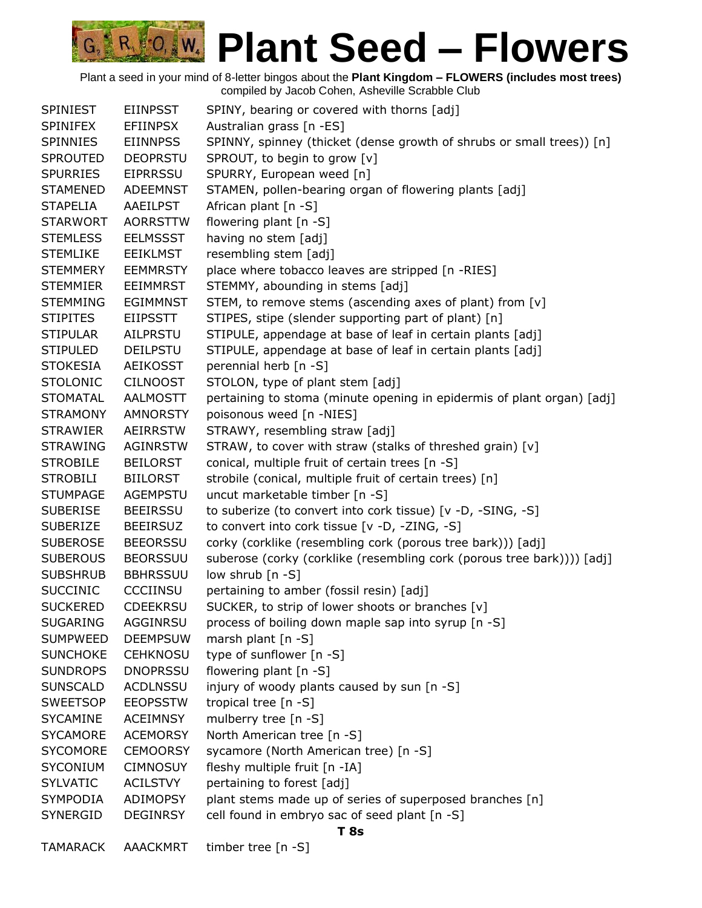# Plant Seed – Flowers

Plant a seed in your mind of 8-letter bingos about the **Plant Kingdom – FLOWERS (includes most trees)**
compiled by Jacob Cohen, Asheville Scrabble Club

| | | |
|---|---|---|
| SPINIEST | EIINPSST | SPINY, bearing or covered with thorns [adj] |
| SPINIFEX | EFIINPSX | Australian grass [n -ES] |
| SPINNIES | EIINNPSS | SPINNY, spinney (thicket (dense growth of shrubs or small trees)) [n] |
| SPROUTED | DEOPRSTU | SPROUT, to begin to grow [v] |
| SPURRIES | EIPRRSSU | SPURRY, European weed [n] |
| STAMENED | ADEEMNST | STAMEN, pollen-bearing organ of flowering plants [adj] |
| STAPELIA | AAEILPST | African plant [n -S] |
| STARWORT | AORRSTTW | flowering plant [n -S] |
| STEMLESS | EELMSSST | having no stem [adj] |
| STEMLIKE | EEIKLMST | resembling stem [adj] |
| STEMMERY | EEMMRSTY | place where tobacco leaves are stripped [n -RIES] |
| STEMMIER | EEIMMRST | STEMMY, abounding in stems [adj] |
| STEMMING | EGIMMNST | STEM, to remove stems (ascending axes of plant) from [v] |
| STIPITES | EIIPSSTT | STIPES, stipe (slender supporting part of plant) [n] |
| STIPULAR | AILPRSTU | STIPULE, appendage at base of leaf in certain plants [adj] |
| STIPULED | DEILPSTU | STIPULE, appendage at base of leaf in certain plants [adj] |
| STOKESIA | AEIKOSST | perennial herb [n -S] |
| STOLONIC | CILNOOST | STOLON, type of plant stem [adj] |
| STOMATAL | AALMOSTT | pertaining to stoma (minute opening in epidermis of plant organ) [adj] |
| STRAMONY | AMNORSTY | poisonous weed [n -NIES] |
| STRAWIER | AEIRRSTW | STRAWY, resembling straw [adj] |
| STRAWING | AGINRSTW | STRAW, to cover with straw (stalks of threshed grain) [v] |
| STROBILE | BEILORST | conical, multiple fruit of certain trees [n -S] |
| STROBILI | BIILORST | strobile (conical, multiple fruit of certain trees) [n] |
| STUMPAGE | AGEMPSTU | uncut marketable timber [n -S] |
| SUBERISE | BEEIRSSU | to suberize (to convert into cork tissue) [v -D, -SING, -S] |
| SUBERIZE | BEEIRSUZ | to convert into cork tissue [v -D, -ZING, -S] |
| SUBEROSE | BEEORSSU | corky (corklike (resembling cork (porous tree bark))) [adj] |
| SUBEROUS | BEORSSUU | suberose (corky (corklike (resembling cork (porous tree bark)))) [adj] |
| SUBSHRUB | BBHRSSUU | low shrub [n -S] |
| SUCCINIC | CCCIINSU | pertaining to amber (fossil resin) [adj] |
| SUCKERED | CDEEKRSU | SUCKER, to strip of lower shoots or branches [v] |
| SUGARING | AGGINRSU | process of boiling down maple sap into syrup [n -S] |
| SUMPWEED | DEEMPSUW | marsh plant [n -S] |
| SUNCHOKE | CEHKNOSU | type of sunflower [n -S] |
| SUNDROPS | DNOPRSSU | flowering plant [n -S] |
| SUNSCALD | ACDLNSSU | injury of woody plants caused by sun [n -S] |
| SWEETSOP | EEOPSSTW | tropical tree [n -S] |
| SYCAMINE | ACEIMNSY | mulberry tree [n -S] |
| SYCAMORE | ACEMORSY | North American tree [n -S] |
| SYCOMORE | CEMOORSY | sycamore (North American tree) [n -S] |
| SYCONIUM | CIMNOSUY | fleshy multiple fruit [n -IA] |
| SYLVATIC | ACILSTVY | pertaining to forest [adj] |
| SYMPODIA | ADIMOPSY | plant stems made up of series of superposed branches [n] |
| SYNERGID | DEGINRSY | cell found in embryo sac of seed plant [n -S] |

**T 8s**

| | | |
|---|---|---|
| TAMARACK | AAACKMRT | timber tree [n -S] |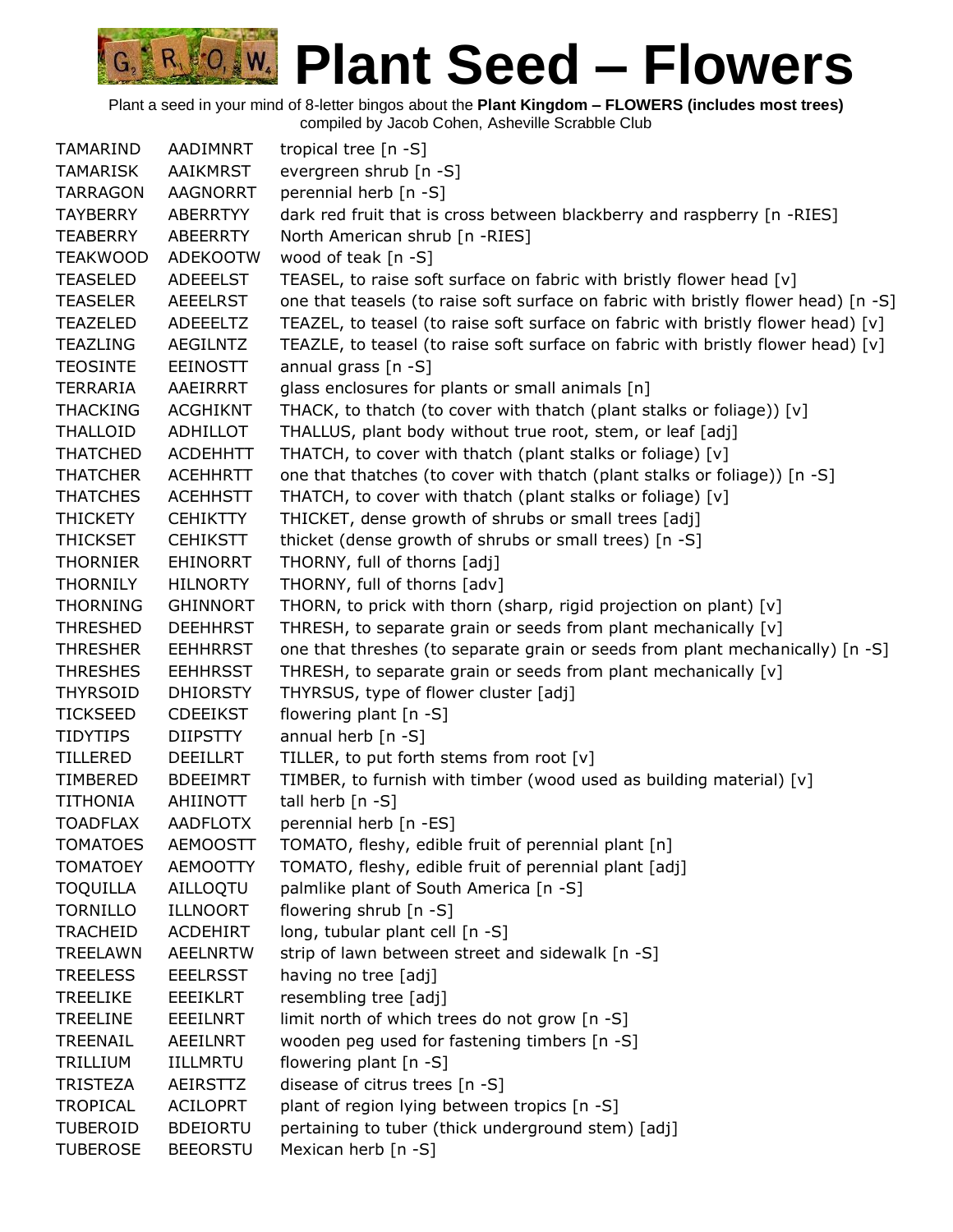# Plant Seed – Flowers

Plant a seed in your mind of 8-letter bingos about the **Plant Kingdom – FLOWERS (includes most trees)**
compiled by Jacob Cohen, Asheville Scrabble Club

| | | |
|---|---|---|
| TAMARIND | AADIMNRT | tropical tree [n -S] |
| TAMARISK | AAIKMRST | evergreen shrub [n -S] |
| TARRAGON | AAGNORRT | perennial herb [n -S] |
| TAYBERRY | ABERRTYY | dark red fruit that is cross between blackberry and raspberry [n -RIES] |
| TEABERRY | ABEERRTY | North American shrub [n -RIES] |
| TEAKWOOD | ADEKOOTW | wood of teak [n -S] |
| TEASELED | ADEEELST | TEASEL, to raise soft surface on fabric with bristly flower head [v] |
| TEASELER | AEEELRST | one that teasels (to raise soft surface on fabric with bristly flower head) [n -S] |
| TEAZELED | ADEEELTZ | TEAZEL, to teasel (to raise soft surface on fabric with bristly flower head) [v] |
| TEAZLING | AEGILNTZ | TEAZLE, to teasel (to raise soft surface on fabric with bristly flower head) [v] |
| TEOSINTE | EEINOSTT | annual grass [n -S] |
| TERRARIA | AAEIRRRT | glass enclosures for plants or small animals [n] |
| THACKING | ACGHIKNT | THACK, to thatch (to cover with thatch (plant stalks or foliage)) [v] |
| THALLOID | ADHILLOT | THALLUS, plant body without true root, stem, or leaf [adj] |
| THATCHED | ACDEHHTT | THATCH, to cover with thatch (plant stalks or foliage) [v] |
| THATCHER | ACEHHRTT | one that thatches (to cover with thatch (plant stalks or foliage)) [n -S] |
| THATCHES | ACEHHSTT | THATCH, to cover with thatch (plant stalks or foliage) [v] |
| THICKETY | CEHIKTTY | THICKET, dense growth of shrubs or small trees [adj] |
| THICKSET | CEHIKSTT | thicket (dense growth of shrubs or small trees) [n -S] |
| THORNIER | EHINORRT | THORNY, full of thorns [adj] |
| THORNILY | HILNORTY | THORNY, full of thorns [adv] |
| THORNING | GHINNORT | THORN, to prick with thorn (sharp, rigid projection on plant) [v] |
| THRESHED | DEEHHRST | THRESH, to separate grain or seeds from plant mechanically [v] |
| THRESHER | EEHHRRST | one that threshes (to separate grain or seeds from plant mechanically) [n -S] |
| THRESHES | EEHHRSST | THRESH, to separate grain or seeds from plant mechanically [v] |
| THYRSOID | DHIORSTY | THYRSUS, type of flower cluster [adj] |
| TICKSEED | CDEEIKST | flowering plant [n -S] |
| TIDYTIPS | DIIPSTTY | annual herb [n -S] |
| TILLERED | DEEILLRT | TILLER, to put forth stems from root [v] |
| TIMBERED | BDEEIMRT | TIMBER, to furnish with timber (wood used as building material) [v] |
| TITHONIA | AHIINOTT | tall herb [n -S] |
| TOADFLAX | AADFLOTX | perennial herb [n -ES] |
| TOMATOES | AEMOOSTT | TOMATO, fleshy, edible fruit of perennial plant [n] |
| TOMATOEY | AEMOOTTY | TOMATO, fleshy, edible fruit of perennial plant [adj] |
| TOQUILLA | AILLOQTU | palmlike plant of South America [n -S] |
| TORNILLO | ILLNOORT | flowering shrub [n -S] |
| TRACHEID | ACDEHIRT | long, tubular plant cell [n -S] |
| TREELAWN | AEELNRTW | strip of lawn between street and sidewalk [n -S] |
| TREELESS | EEELRSST | having no tree [adj] |
| TREELIKE | EEEIKLRT | resembling tree [adj] |
| TREELINE | EEEILNRT | limit north of which trees do not grow [n -S] |
| TREENAIL | AEEILNRT | wooden peg used for fastening timbers [n -S] |
| TRILLIUM | IILLMRTU | flowering plant [n -S] |
| TRISTEZA | AEIRSTTZ | disease of citrus trees [n -S] |
| TROPICAL | ACILOPRT | plant of region lying between tropics [n -S] |
| TUBEROID | BDEIORTU | pertaining to tuber (thick underground stem) [adj] |
| TUBEROSE | BEEORSTU | Mexican herb [n -S] |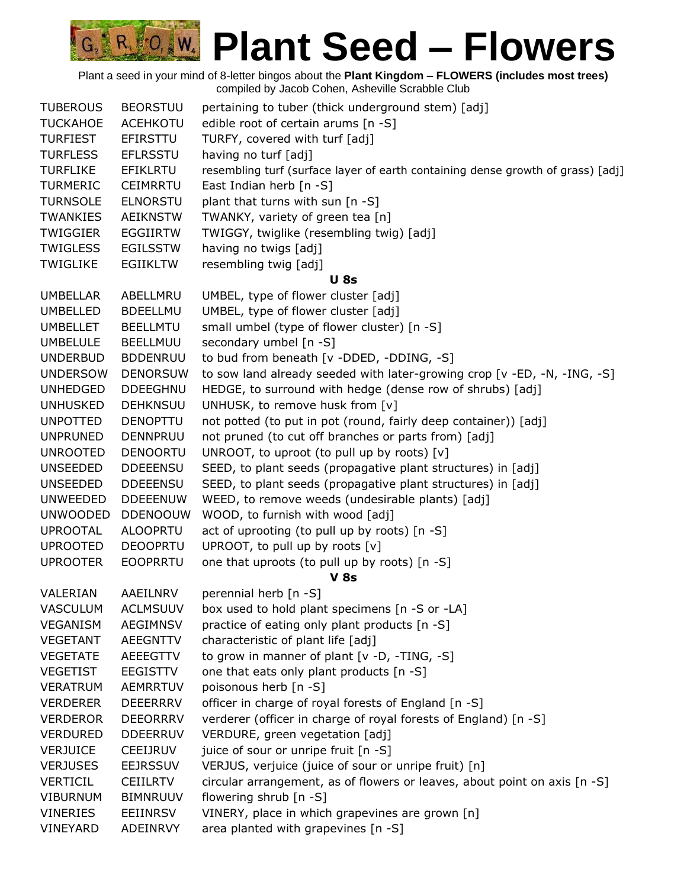# Plant Seed – Flowers

Plant a seed in your mind of 8-letter bingos about the **Plant Kingdom – FLOWERS (includes most trees)**
compiled by Jacob Cohen, Asheville Scrabble Club

| | | |
|---|---|---|
| TUBEROUS | BEORSTUU | pertaining to tuber (thick underground stem) [adj] |
| TUCKAHOE | ACEHKOTU | edible root of certain arums [n -S] |
| TURFIEST | EFIRSTTU | TURFY, covered with turf [adj] |
| TURFLESS | EFLRSSTU | having no turf [adj] |
| TURFLIKE | EFIKLRTU | resembling turf (surface layer of earth containing dense growth of grass) [adj] |
| TURMERIC | CEIMRRTU | East Indian herb [n -S] |
| TURNSOLE | ELNORSTU | plant that turns with sun [n -S] |
| TWANKIES | AEIKNSTW | TWANKY, variety of green tea [n] |
| TWIGGIER | EGGIIRTW | TWIGGY, twiglike (resembling twig) [adj] |
| TWIGLESS | EGILSSTW | having no twigs [adj] |
| TWIGLIKE | EGIIKLTW | resembling twig [adj] |
| | | **U 8s** |
| UMBELLAR | ABELLMRU | UMBEL, type of flower cluster [adj] |
| UMBELLED | BDEELLMU | UMBEL, type of flower cluster [adj] |
| UMBELLET | BEELLMTU | small umbel (type of flower cluster) [n -S] |
| UMBELULE | BEELLMUU | secondary umbel [n -S] |
| UNDERBUD | BDDENRUU | to bud from beneath [v -DDED, -DDING, -S] |
| UNDERSOW | DENORSUW | to sow land already seeded with later-growing crop [v -ED, -N, -ING, -S] |
| UNHEDGED | DDEEGHNU | HEDGE, to surround with hedge (dense row of shrubs) [adj] |
| UNHUSKED | DEHKNSUU | UNHUSK, to remove husk from [v] |
| UNPOTTED | DENOPTTU | not potted (to put in pot (round, fairly deep container)) [adj] |
| UNPRUNED | DENNPRUU | not pruned (to cut off branches or parts from) [adj] |
| UNROOTED | DENOORTU | UNROOT, to uproot (to pull up by roots) [v] |
| UNSEEDED | DDEEENSU | SEED, to plant seeds (propagative plant structures) in [adj] |
| UNSEEDED | DDEEENSU | SEED, to plant seeds (propagative plant structures) in [adj] |
| UNWEEDED | DDEEENUW | WEED, to remove weeds (undesirable plants) [adj] |
| UNWOODED | DDENOOUW | WOOD, to furnish with wood [adj] |
| UPROOTAL | ALOOPRTU | act of uprooting (to pull up by roots) [n -S] |
| UPROOTED | DEOOPRTU | UPROOT, to pull up by roots [v] |
| UPROOTER | EOOPRRTU | one that uproots (to pull up by roots) [n -S] |
| | | **V 8s** |
| VALERIAN | AAEILNRV | perennial herb [n -S] |
| VASCULUM | ACLMSUUV | box used to hold plant specimens [n -S or -LA] |
| VEGANISM | AEGIMNSV | practice of eating only plant products [n -S] |
| VEGETANT | AEEGNTTV | characteristic of plant life [adj] |
| VEGETATE | AEEEGTTV | to grow in manner of plant [v -D, -TING, -S] |
| VEGETIST | EEGISTTV | one that eats only plant products [n -S] |
| VERATRUM | AEMRRTUV | poisonous herb [n -S] |
| VERDERER | DEEERRRV | officer in charge of royal forests of England [n -S] |
| VERDEROR | DEEORRRV | verderer (officer in charge of royal forests of England) [n -S] |
| VERDURED | DDEERRUV | VERDURE, green vegetation [adj] |
| VERJUICE | CEEIJRUV | juice of sour or unripe fruit [n -S] |
| VERJUSES | EEJRSSUV | VERJUS, verjuice (juice of sour or unripe fruit) [n] |
| VERTICIL | CEIILRTV | circular arrangement, as of flowers or leaves, about point on axis [n -S] |
| VIBURNUM | BIMNRUUV | flowering shrub [n -S] |
| VINERIES | EEIINRSV | VINERY, place in which grapevines are grown [n] |
| VINEYARD | ADEINRVY | area planted with grapevines [n -S] |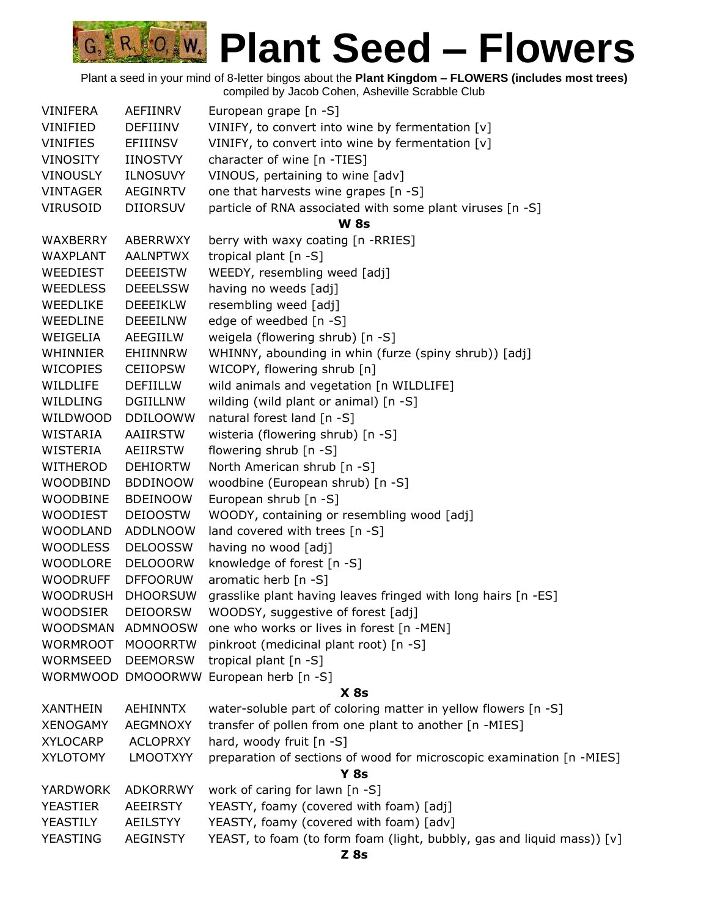# Plant Seed – Flowers

Plant a seed in your mind of 8-letter bingos about the **Plant Kingdom – FLOWERS (includes most trees)**
compiled by Jacob Cohen, Asheville Scrabble Club

| | | |
|---|---|---|
| VINIFERA | AEFIINRV | European grape [n -S] |
| VINIFIED | DEFIIINV | VINIFY, to convert into wine by fermentation [v] |
| VINIFIES | EFIIINSV | VINIFY, to convert into wine by fermentation [v] |
| VINOSITY | IINOSTVY | character of wine [n -TIES] |
| VINOUSLY | ILNOSUVY | VINOUS, pertaining to wine [adv] |
| VINTAGER | AEGINRTV | one that harvests wine grapes [n -S] |
| VIRUSOID | DIIORSUV | particle of RNA associated with some plant viruses [n -S] |
| | | **W 8s** |
| WAXBERRY | ABERRWXY | berry with waxy coating [n -RRIES] |
| WAXPLANT | AALNPTWX | tropical plant [n -S] |
| WEEDIEST | DEEEISTW | WEEDY, resembling weed [adj] |
| WEEDLESS | DEEELSSW | having no weeds [adj] |
| WEEDLIKE | DEEEIKLW | resembling weed [adj] |
| WEEDLINE | DEEEILNW | edge of weedbed [n -S] |
| WEIGELIA | AEEGIILW | weigela (flowering shrub) [n -S] |
| WHINNIER | EHIINNRW | WHINNY, abounding in whin (furze (spiny shrub)) [adj] |
| WICOPIES | CEIIOPSW | WICOPY, flowering shrub [n] |
| WILDLIFE | DEFIILLW | wild animals and vegetation [n WILDLIFE] |
| WILDLING | DGIILLNW | wilding (wild plant or animal) [n -S] |
| WILDWOOD | DDILOOWW | natural forest land [n -S] |
| WISTARIA | AAIIRSTW | wisteria (flowering shrub) [n -S] |
| WISTERIA | AEIIRSTW | flowering shrub [n -S] |
| WITHEROD | DEHIORTW | North American shrub [n -S] |
| WOODBIND | BDDINOOW | woodbine (European shrub) [n -S] |
| WOODBINE | BDEINOOW | European shrub [n -S] |
| WOODIEST | DEIOOSTW | WOODY, containing or resembling wood [adj] |
| WOODLAND | ADDLNOOW | land covered with trees [n -S] |
| WOODLESS | DELOOSSW | having no wood [adj] |
| WOODLORE | DELOOORW | knowledge of forest [n -S] |
| WOODRUFF | DFFOORUW | aromatic herb [n -S] |
| WOODRUSH | DHOORSUW | grasslike plant having leaves fringed with long hairs [n -ES] |
| WOODSIER | DEIOORSW | WOODSY, suggestive of forest [adj] |
| WOODSMAN | ADMNOOSW | one who works or lives in forest [n -MEN] |
| WORMROOT | MOOORRTW | pinkroot (medicinal plant root) [n -S] |
| WORMSEED | DEEMORSW | tropical plant [n -S] |
| WORMWOOD | DMOOORWW | European herb [n -S] |
| | | **X 8s** |
| XANTHEIN | AEHINNTX | water-soluble part of coloring matter in yellow flowers [n -S] |
| XENOGAMY | AEGMNOXY | transfer of pollen from one plant to another [n -MIES] |
| XYLOCARP | ACLOPRXY | hard, woody fruit [n -S] |
| XYLOTOMY | LMOOTXYY | preparation of sections of wood for microscopic examination [n -MIES] |
| | | **Y 8s** |
| YARDWORK | ADKORRWY | work of caring for lawn [n -S] |
| YEASTIER | AEEIRSTY | YEASTY, foamy (covered with foam) [adj] |
| YEASTILY | AEILSTYY | YEASTY, foamy (covered with foam) [adv] |
| YEASTING | AEGINSTY | YEAST, to foam (to form foam (light, bubbly, gas and liquid mass)) [v] |
| | | **Z 8s** |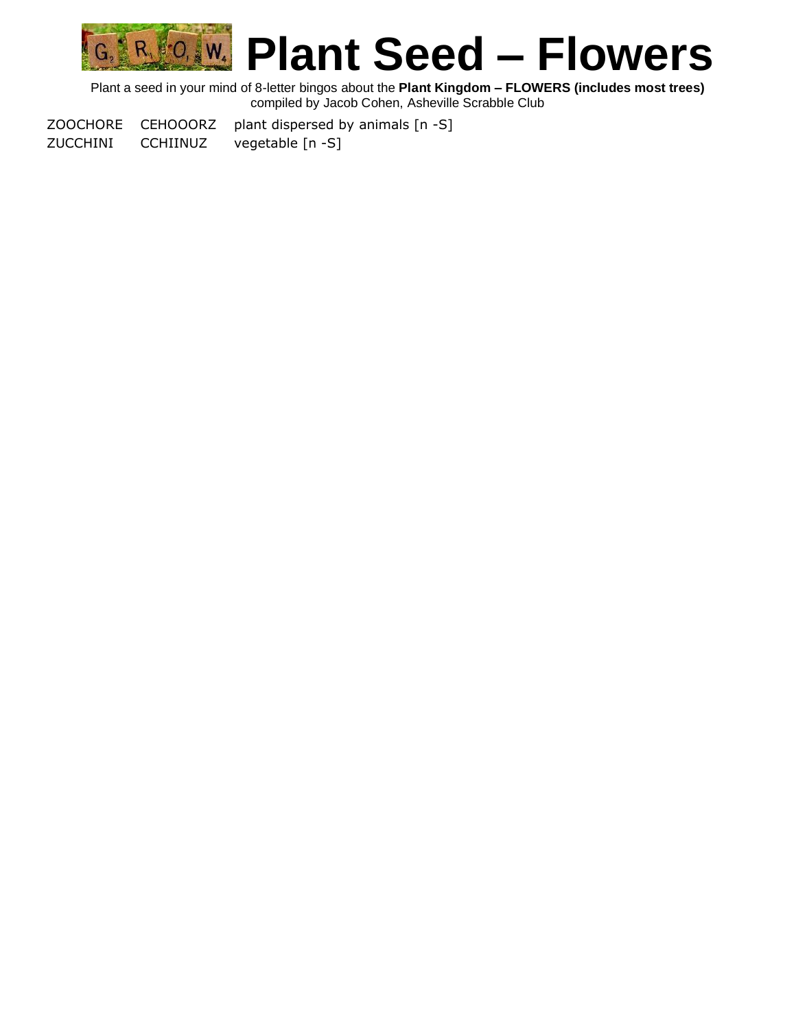# Plant Seed – Flowers

Plant a seed in your mind of 8-letter bingos about the **Plant Kingdom – FLOWERS (includes most trees)**
compiled by Jacob Cohen, Asheville Scrabble Club

| | | |
|---|---|---|
| ZOOCHORE | CEHOOORZ | plant dispersed by animals [n -S] |
| ZUCCHINI | CCHIINUZ | vegetable [n -S] |